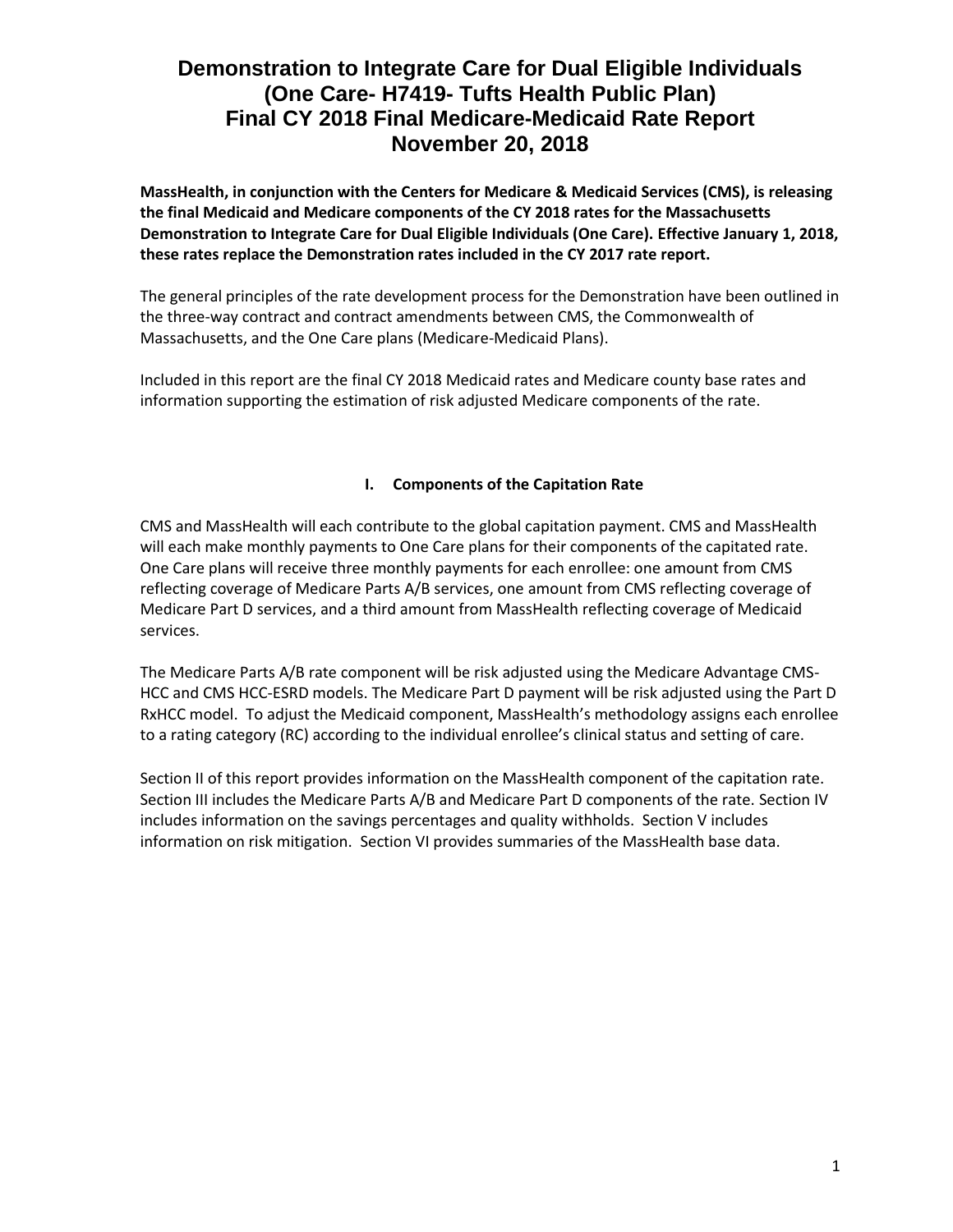# Demonstration to Integrate Care for Dual Eligible Individuals (One Care- H7419- Tufts Health Public Plan) Final CY 2018 Final Medicare-Medicaid Rate Report November 20, 2018

**MassHealth, in conjunction with the Centers for Medicare & Medicaid Services (CMS), is releasing the final Medicaid and Medicare components of the CY 2018 rates for the Massachusetts Demonstration to Integrate Care for Dual Eligible Individuals (One Care). Effective January 1, 2018, these rates replace the Demonstration rates included in the CY 2017 rate report.**

The general principles of the rate development process for the Demonstration have been outlined in the three-way contract and contract amendments between CMS, the Commonwealth of Massachusetts, and the One Care plans (Medicare-Medicaid Plans).

Included in this report are the final CY 2018 Medicaid rates and Medicare county base rates and information supporting the estimation of risk adjusted Medicare components of the rate.

## I. Components of the Capitation Rate

CMS and MassHealth will each contribute to the global capitation payment. CMS and MassHealth will each make monthly payments to One Care plans for their components of the capitated rate. One Care plans will receive three monthly payments for each enrollee: one amount from CMS reflecting coverage of Medicare Parts A/B services, one amount from CMS reflecting coverage of Medicare Part D services, and a third amount from MassHealth reflecting coverage of Medicaid services.

The Medicare Parts A/B rate component will be risk adjusted using the Medicare Advantage CMS-HCC and CMS HCC-ESRD models. The Medicare Part D payment will be risk adjusted using the Part D RxHCC model. To adjust the Medicaid component, MassHealth's methodology assigns each enrollee to a rating category (RC) according to the individual enrollee's clinical status and setting of care.

Section II of this report provides information on the MassHealth component of the capitation rate. Section III includes the Medicare Parts A/B and Medicare Part D components of the rate. Section IV includes information on the savings percentages and quality withholds. Section V includes information on risk mitigation. Section VI provides summaries of the MassHealth base data.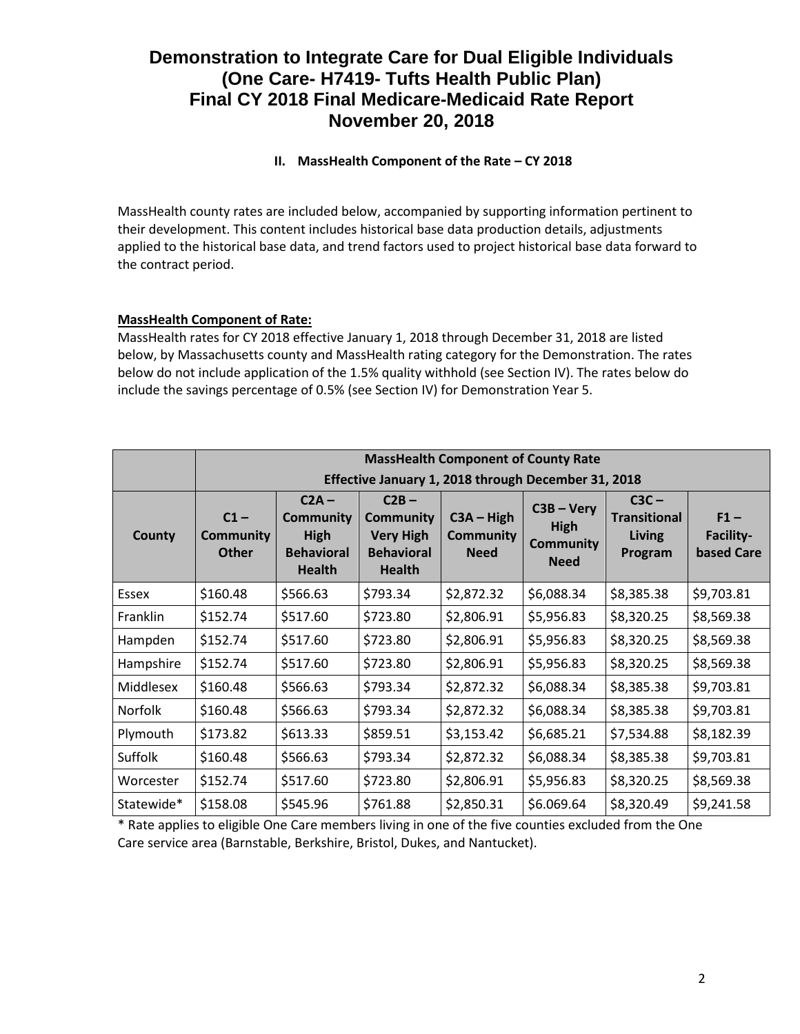# Demonstration to Integrate Care for Dual Eligible Individuals (One Care- H7419- Tufts Health Public Plan) Final CY 2018 Final Medicare-Medicaid Rate Report November 20, 2018

## II. MassHealth Component of the Rate – CY 2018

MassHealth county rates are included below, accompanied by supporting information pertinent to their development. This content includes historical base data production details, adjustments applied to the historical base data, and trend factors used to project historical base data forward to the contract period.

**MassHealth Component of Rate:**

MassHealth rates for CY 2018 effective January 1, 2018 through December 31, 2018 are listed below, by Massachusetts county and MassHealth rating category for the Demonstration. The rates below do not include application of the 1.5% quality withhold (see Section IV). The rates below do include the savings percentage of 0.5% (see Section IV) for Demonstration Year 5.

| | MassHealth Component of County Rate Effective January 1, 2018 through December 31, 2018 | | | | | | |
|---|---|---|---|---|---|---|---|
| County | C1 – Community Other | C2A – Community High Behavioral Health | C2B – Community Very High Behavioral Health | C3A – High Community Need | C3B – Very High Community Need | C3C – Transitional Living Program | F1 – Facility-based Care |
| Essex | $160.48 | $566.63 | $793.34 | $2,872.32 | $6,088.34 | $8,385.38 | $9,703.81 |
| Franklin | $152.74 | $517.60 | $723.80 | $2,806.91 | $5,956.83 | $8,320.25 | $8,569.38 |
| Hampden | $152.74 | $517.60 | $723.80 | $2,806.91 | $5,956.83 | $8,320.25 | $8,569.38 |
| Hampshire | $152.74 | $517.60 | $723.80 | $2,806.91 | $5,956.83 | $8,320.25 | $8,569.38 |
| Middlesex | $160.48 | $566.63 | $793.34 | $2,872.32 | $6,088.34 | $8,385.38 | $9,703.81 |
| Norfolk | $160.48 | $566.63 | $793.34 | $2,872.32 | $6,088.34 | $8,385.38 | $9,703.81 |
| Plymouth | $173.82 | $613.33 | $859.51 | $3,153.42 | $6,685.21 | $7,534.88 | $8,182.39 |
| Suffolk | $160.48 | $566.63 | $793.34 | $2,872.32 | $6,088.34 | $8,385.38 | $9,703.81 |
| Worcester | $152.74 | $517.60 | $723.80 | $2,806.91 | $5,956.83 | $8,320.25 | $8,569.38 |
| Statewide* | $158.08 | $545.96 | $761.88 | $2,850.31 | $6.069.64 | $8,320.49 | $9,241.58 |

* Rate applies to eligible One Care members living in one of the five counties excluded from the One Care service area (Barnstable, Berkshire, Bristol, Dukes, and Nantucket).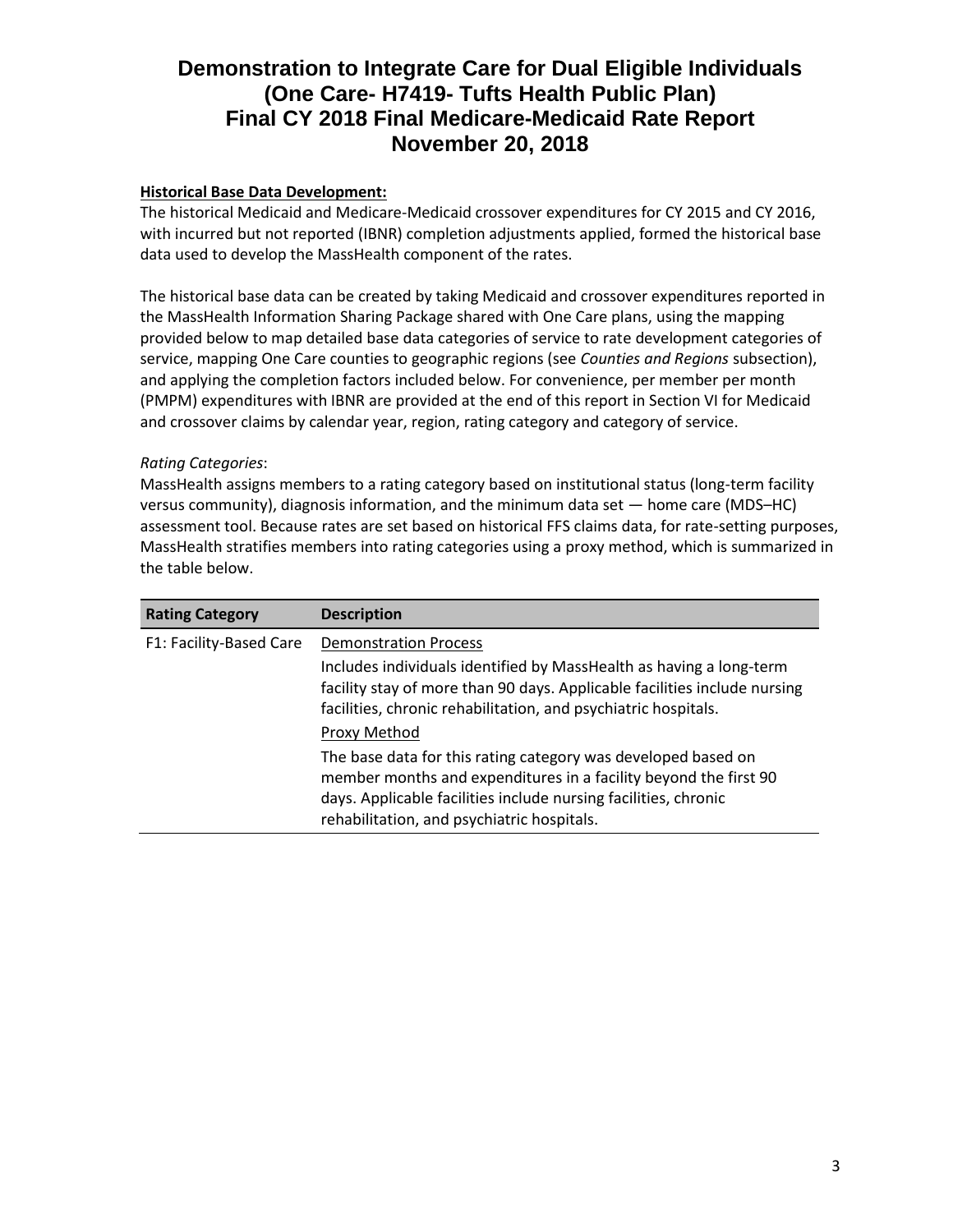# Demonstration to Integrate Care for Dual Eligible Individuals (One Care- H7419- Tufts Health Public Plan) Final CY 2018 Final Medicare-Medicaid Rate Report November 20, 2018

**Historical Base Data Development:**

The historical Medicaid and Medicare-Medicaid crossover expenditures for CY 2015 and CY 2016, with incurred but not reported (IBNR) completion adjustments applied, formed the historical base data used to develop the MassHealth component of the rates.

The historical base data can be created by taking Medicaid and crossover expenditures reported in the MassHealth Information Sharing Package shared with One Care plans, using the mapping provided below to map detailed base data categories of service to rate development categories of service, mapping One Care counties to geographic regions (see *Counties and Regions* subsection), and applying the completion factors included below. For convenience, per member per month (PMPM) expenditures with IBNR are provided at the end of this report in Section VI for Medicaid and crossover claims by calendar year, region, rating category and category of service.

*Rating Categories*:

MassHealth assigns members to a rating category based on institutional status (long-term facility versus community), diagnosis information, and the minimum data set — home care (MDS–HC) assessment tool. Because rates are set based on historical FFS claims data, for rate-setting purposes, MassHealth stratifies members into rating categories using a proxy method, which is summarized in the table below.

| Rating Category | Description |
|---|---|
| F1: Facility-Based Care | Demonstration Process<br>Includes individuals identified by MassHealth as having a long-term facility stay of more than 90 days. Applicable facilities include nursing facilities, chronic rehabilitation, and psychiatric hospitals.<br>Proxy Method<br>The base data for this rating category was developed based on member months and expenditures in a facility beyond the first 90 days. Applicable facilities include nursing facilities, chronic rehabilitation, and psychiatric hospitals. |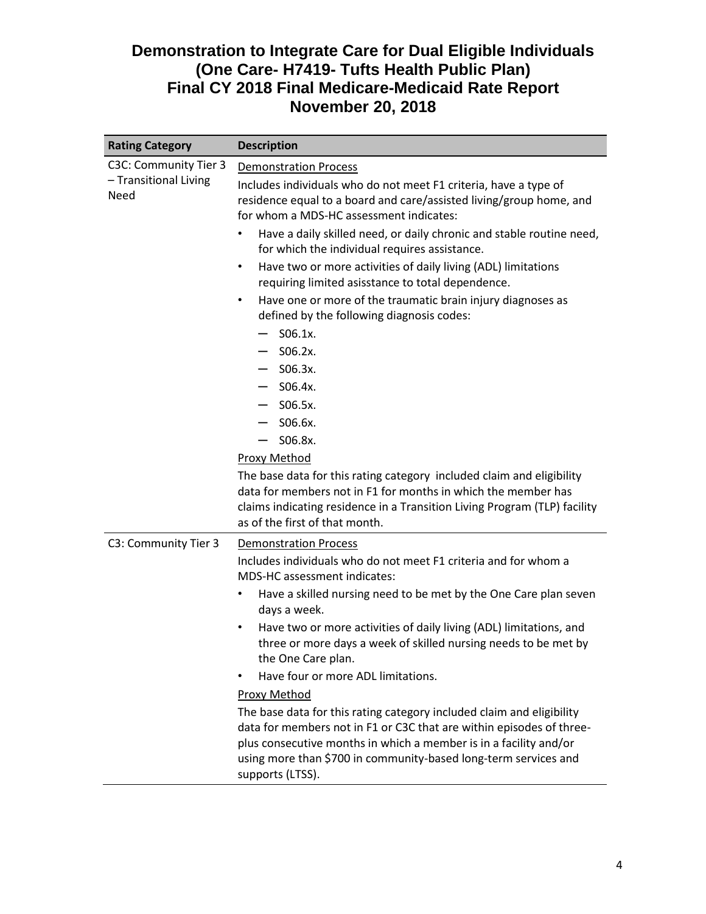# Demonstration to Integrate Care for Dual Eligible Individuals (One Care- H7419- Tufts Health Public Plan) Final CY 2018 Final Medicare-Medicaid Rate Report November 20, 2018

| Rating Category | Description |
|---|---|
| C3C: Community Tier 3 – Transitional Living Need | Demonstration Process<br>Includes individuals who do not meet F1 criteria, have a type of residence equal to a board and care/assisted living/group home, and for whom a MDS-HC assessment indicates:<br>• Have a daily skilled need, or daily chronic and stable routine need, for which the individual requires assistance.<br>• Have two or more activities of daily living (ADL) limitations requiring limited asisstance to total dependence.<br>• Have one or more of the traumatic brain injury diagnoses as defined by the following diagnosis codes:<br>— S06.1x.<br>— S06.2x.<br>— S06.3x.<br>— S06.4x.<br>— S06.5x.<br>— S06.6x.<br>— S06.8x.<br>Proxy Method<br>The base data for this rating category included claim and eligibility data for members not in F1 for months in which the member has claims indicating residence in a Transition Living Program (TLP) facility as of the first of that month. |
| C3: Community Tier 3 | Demonstration Process<br>Includes individuals who do not meet F1 criteria and for whom a MDS-HC assessment indicates:<br>• Have a skilled nursing need to be met by the One Care plan seven days a week.<br>• Have two or more activities of daily living (ADL) limitations, and three or more days a week of skilled nursing needs to be met by the One Care plan.<br>• Have four or more ADL limitations.<br>Proxy Method<br>The base data for this rating category included claim and eligibility data for members not in F1 or C3C that are within episodes of three-plus consecutive months in which a member is in a facility and/or using more than $700 in community-based long-term services and supports (LTSS). |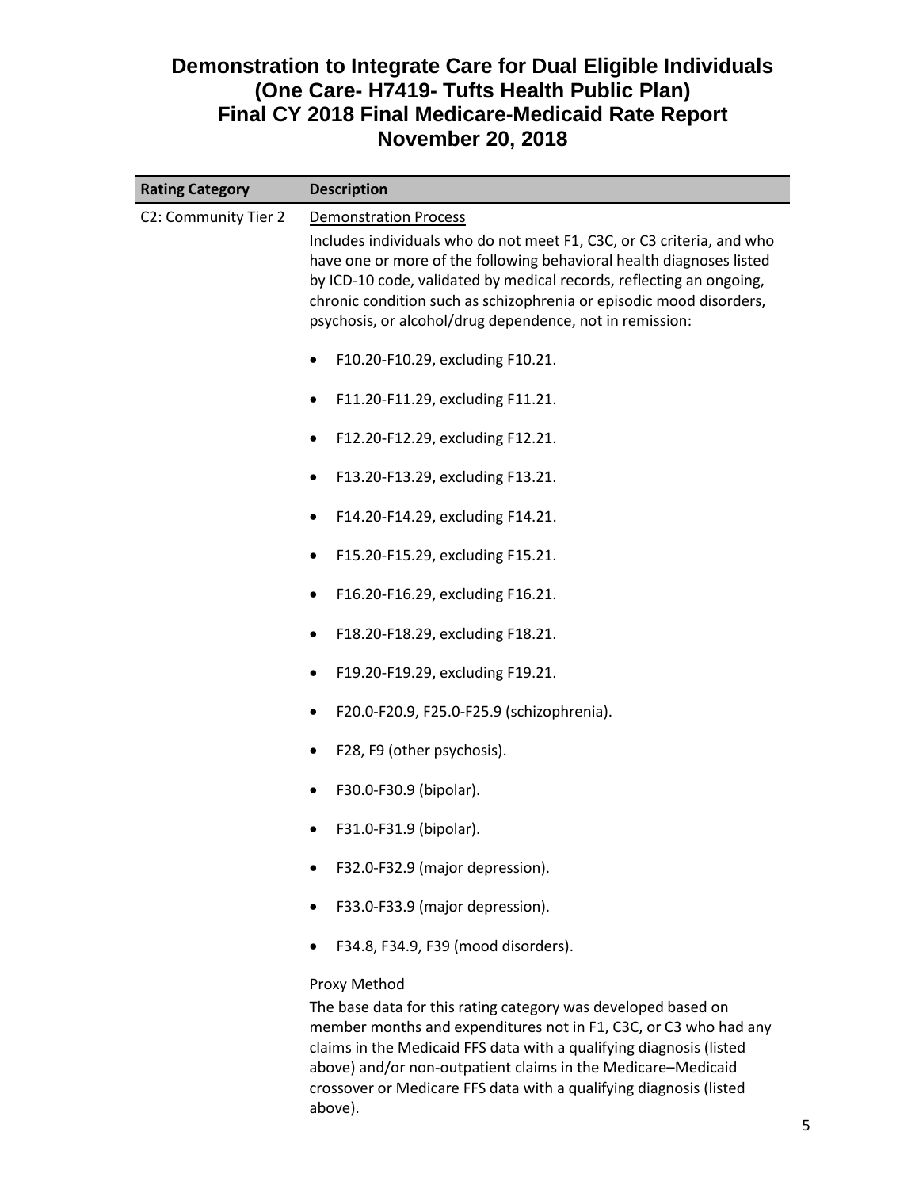# Demonstration to Integrate Care for Dual Eligible Individuals (One Care- H7419- Tufts Health Public Plan) Final CY 2018 Final Medicare-Medicaid Rate Report November 20, 2018

| Rating Category | Description |
|---|---|
| C2: Community Tier 2 | <u>Demonstration Process</u><br>Includes individuals who do not meet F1, C3C, or C3 criteria, and who have one or more of the following behavioral health diagnoses listed by ICD-10 code, validated by medical records, reflecting an ongoing, chronic condition such as schizophrenia or episodic mood disorders, psychosis, or alcohol/drug dependence, not in remission:<br>• F10.20-F10.29, excluding F10.21.<br>• F11.20-F11.29, excluding F11.21.<br>• F12.20-F12.29, excluding F12.21.<br>• F13.20-F13.29, excluding F13.21.<br>• F14.20-F14.29, excluding F14.21.<br>• F15.20-F15.29, excluding F15.21.<br>• F16.20-F16.29, excluding F16.21.<br>• F18.20-F18.29, excluding F18.21.<br>• F19.20-F19.29, excluding F19.21.<br>• F20.0-F20.9, F25.0-F25.9 (schizophrenia).<br>• F28, F9 (other psychosis).<br>• F30.0-F30.9 (bipolar).<br>• F31.0-F31.9 (bipolar).<br>• F32.0-F32.9 (major depression).<br>• F33.0-F33.9 (major depression).<br>• F34.8, F34.9, F39 (mood disorders).<br><u>Proxy Method</u><br>The base data for this rating category was developed based on member months and expenditures not in F1, C3C, C3 who had any claims in the Medicaid FFS data with a qualifying diagnosis (listed above) and/or non-outpatient claims in the Medicare–Medicaid crossover or Medicare FFS data with a qualifying diagnosis (listed above). |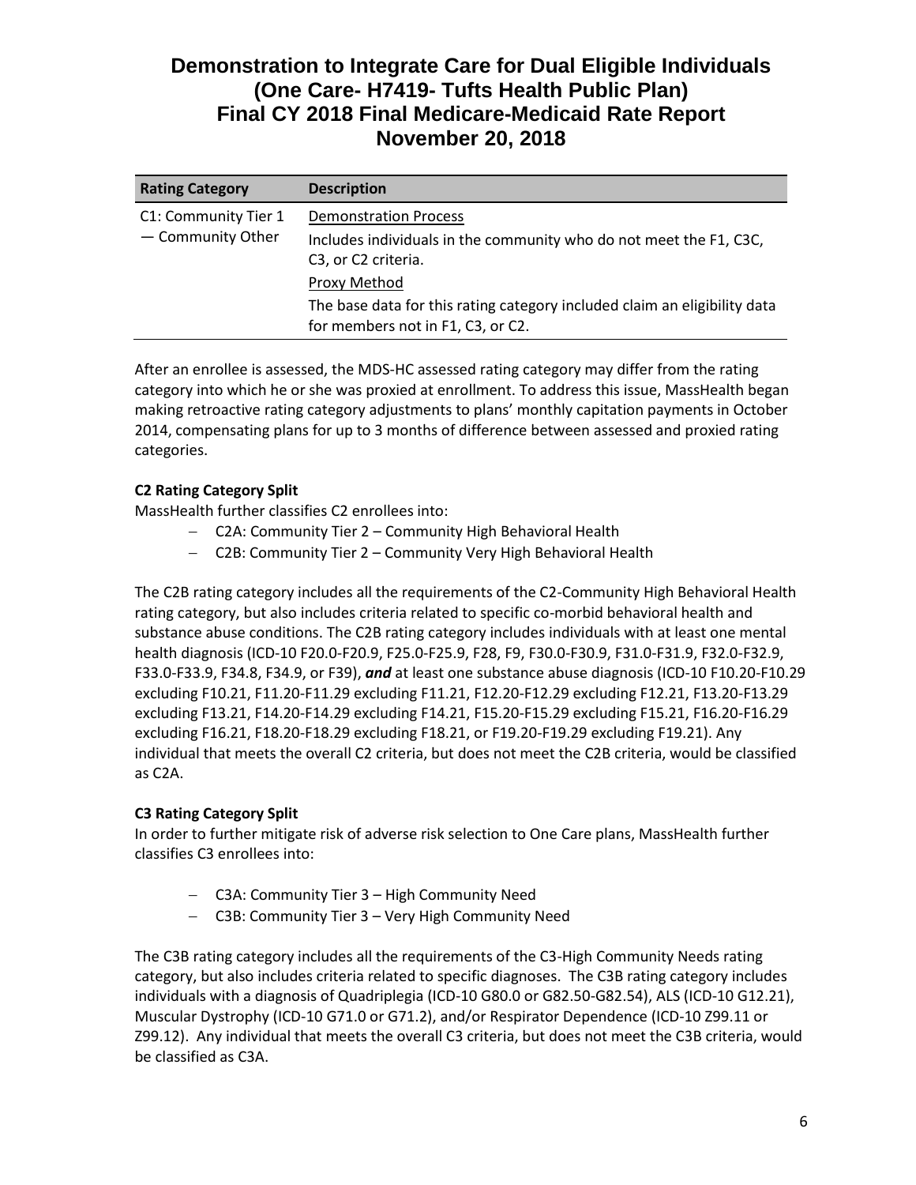| Rating Category | Description |
|---|---|
| C1: Community Tier 1 — Community Other | Demonstration Process<br>Includes individuals in the community who do not meet the F1, C3C, C3, or C2 criteria.<br>Proxy Method<br>The base data for this rating category included claim an eligibility data for members not in F1, C3, or C2. |

After an enrollee is assessed, the MDS-HC assessed rating category may differ from the rating category into which he or she was proxied at enrollment. To address this issue, MassHealth began making retroactive rating category adjustments to plans' monthly capitation payments in October 2014, compensating plans for up to 3 months of difference between assessed and proxied rating categories.

**C2 Rating Category Split**

MassHealth further classifies C2 enrollees into:

- C2A: Community Tier 2 – Community High Behavioral Health
- C2B: Community Tier 2 – Community Very High Behavioral Health

The C2B rating category includes all the requirements of the C2-Community High Behavioral Health rating category, but also includes criteria related to specific co-morbid behavioral health and substance abuse conditions. The C2B rating category includes individuals with at least one mental health diagnosis (ICD-10 F20.0-F20.9, F25.0-F25.9, F28, F9, F30.0-F30.9, F31.0-F31.9, F32.0-F32.9, F33.0-F33.9, F34.8, F34.9, or F39), ***and*** at least one substance abuse diagnosis (ICD-10 F10.20-F10.29 excluding F10.21, F11.20-F11.29 excluding F11.21, F12.20-F12.29 excluding F12.21, F13.20-F13.29 excluding F13.21, F14.20-F14.29 excluding F14.21, F15.20-F15.29 excluding F15.21, F16.20-F16.29 excluding F16.21, F18.20-F18.29 excluding F18.21, or F19.20-F19.29 excluding F19.21). Any individual that meets the overall C2 criteria, but does not meet the C2B criteria, would be classified as C2A.

**C3 Rating Category Split**

In order to further mitigate risk of adverse risk selection to One Care plans, MassHealth further classifies C3 enrollees into:

- C3A: Community Tier 3 – High Community Need
- C3B: Community Tier 3 – Very High Community Need

The C3B rating category includes all the requirements of the C3-High Community Needs rating category, but also includes criteria related to specific diagnoses. The C3B rating category includes individuals with a diagnosis of Quadriplegia (ICD-10 G80.0 or G82.50-G82.54), ALS (ICD-10 G12.21), Muscular Dystrophy (ICD-10 G71.0 or G71.2), and/or Respirator Dependence (ICD-10 Z99.11 or Z99.12). Any individual that meets the overall C3 criteria, but does not meet the C3B criteria, would be classified as C3A.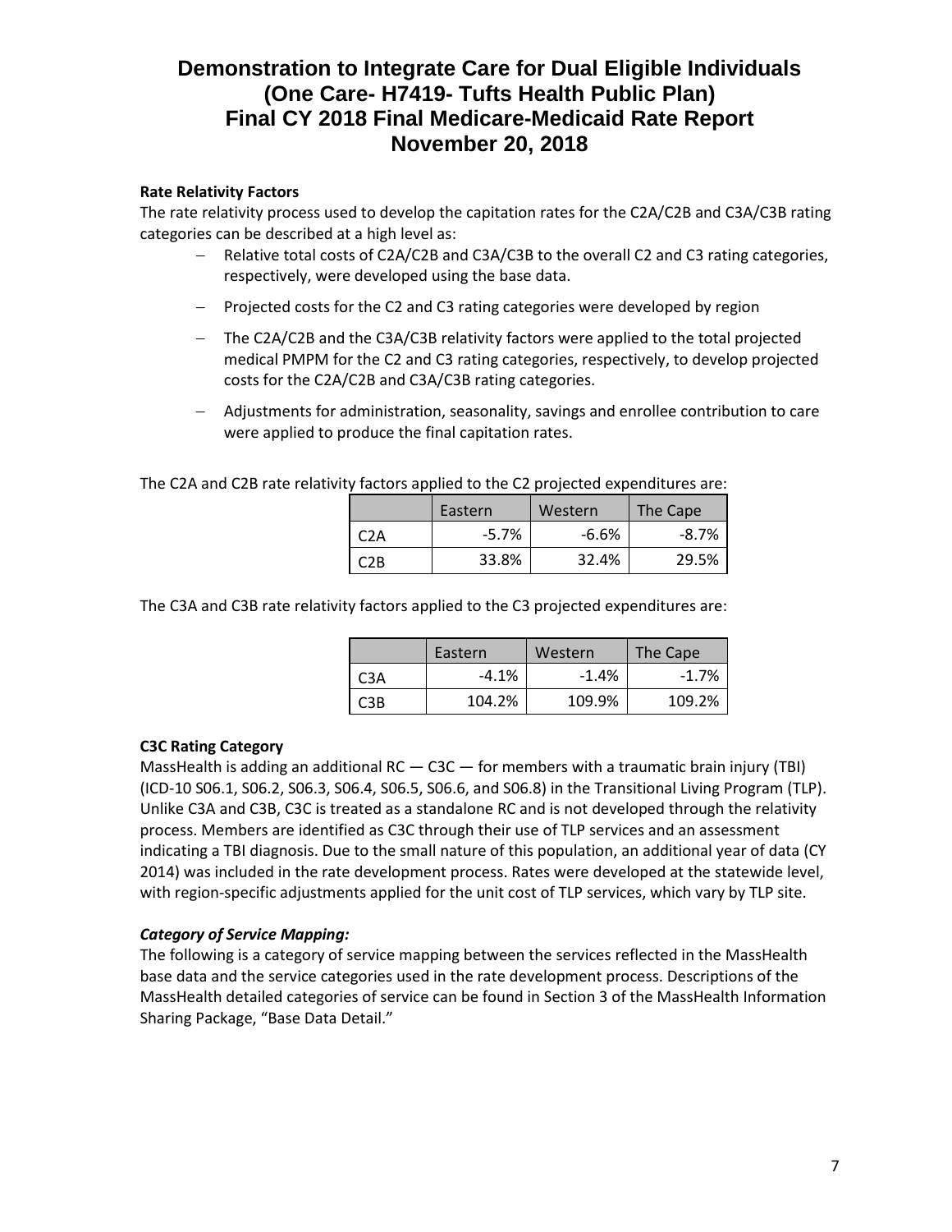**Rate Relativity Factors**

The rate relativity process used to develop the capitation rates for the C2A/C2B and C3A/C3B rating categories can be described at a high level as:

- Relative total costs of C2A/C2B and C3A/C3B to the overall C2 and C3 rating categories, respectively, were developed using the base data.
- Projected costs for the C2 and C3 rating categories were developed by region
- The C2A/C2B and the C3A/C3B relativity factors were applied to the total projected medical PMPM for the C2 and C3 rating categories, respectively, to develop projected costs for the C2A/C2B and C3A/C3B rating categories.
- Adjustments for administration, seasonality, savings and enrollee contribution to care were applied to produce the final capitation rates.

The C2A and C2B rate relativity factors applied to the C2 projected expenditures are:

| | Eastern | Western | The Cape |
|---|---|---|---|
| C2A | -5.7% | -6.6% | -8.7% |
| C2B | 33.8% | 32.4% | 29.5% |

The C3A and C3B rate relativity factors applied to the C3 projected expenditures are:

| | Eastern | Western | The Cape |
|---|---|---|---|
| C3A | -4.1% | -1.4% | -1.7% |
| C3B | 104.2% | 109.9% | 109.2% |

**C3C Rating Category**

MassHealth is adding an additional RC — C3C — for members with a traumatic brain injury (TBI) (ICD-10 S06.1, S06.2, S06.3, S06.4, S06.5, S06.6, and S06.8) in the Transitional Living Program (TLP). Unlike C3A and C3B, C3C is treated as a standalone RC and is not developed through the relativity process. Members are identified as C3C through their use of TLP services and an assessment indicating a TBI diagnosis. Due to the small nature of this population, an additional year of data (CY 2014) was included in the rate development process. Rates were developed at the statewide level, with region-specific adjustments applied for the unit cost of TLP services, which vary by TLP site.

***Category of Service Mapping:***

The following is a category of service mapping between the services reflected in the MassHealth base data and the service categories used in the rate development process. Descriptions of the MassHealth detailed categories of service can be found in Section 3 of the MassHealth Information Sharing Package, "Base Data Detail."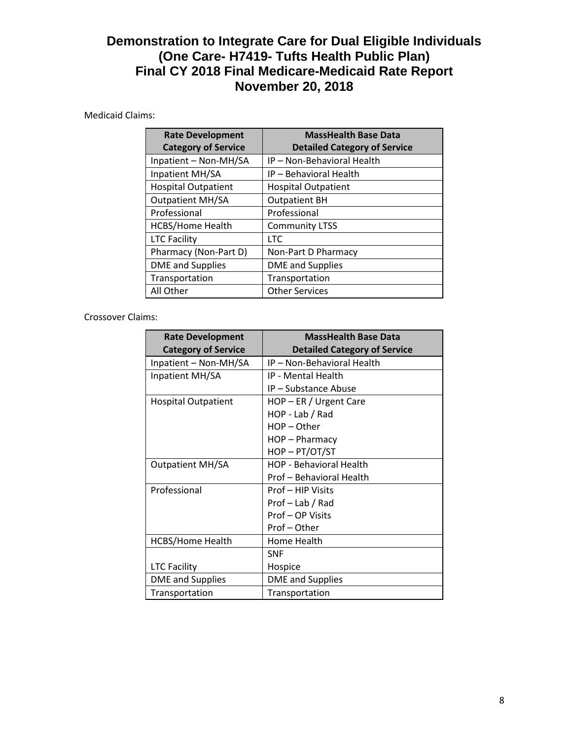Medicaid Claims:

| Rate Development Category of Service | MassHealth Base Data Detailed Category of Service |
|---|---|
| Inpatient – Non-MH/SA | IP – Non-Behavioral Health |
| Inpatient MH/SA | IP – Behavioral Health |
| Hospital Outpatient | Hospital Outpatient |
| Outpatient MH/SA | Outpatient BH |
| Professional | Professional |
| HCBS/Home Health | Community LTSS |
| LTC Facility | LTC |
| Pharmacy (Non-Part D) | Non-Part D Pharmacy |
| DME and Supplies | DME and Supplies |
| Transportation | Transportation |
| All Other | Other Services |

Crossover Claims:

| Rate Development Category of Service | MassHealth Base Data Detailed Category of Service |
|---|---|
| Inpatient – Non-MH/SA | IP – Non-Behavioral Health |
| Inpatient MH/SA | IP - Mental Health |
| | IP – Substance Abuse |
| Hospital Outpatient | HOP – ER / Urgent Care |
| | HOP - Lab / Rad |
| | HOP – Other |
| | HOP – Pharmacy |
| | HOP – PT/OT/ST |
| Outpatient MH/SA | HOP - Behavioral Health |
| | Prof – Behavioral Health |
| Professional | Prof – HIP Visits |
| | Prof – Lab / Rad |
| | Prof – OP Visits |
| | Prof – Other |
| HCBS/Home Health | Home Health |
| LTC Facility | SNF |
| | Hospice |
| DME and Supplies | DME and Supplies |
| Transportation | Transportation |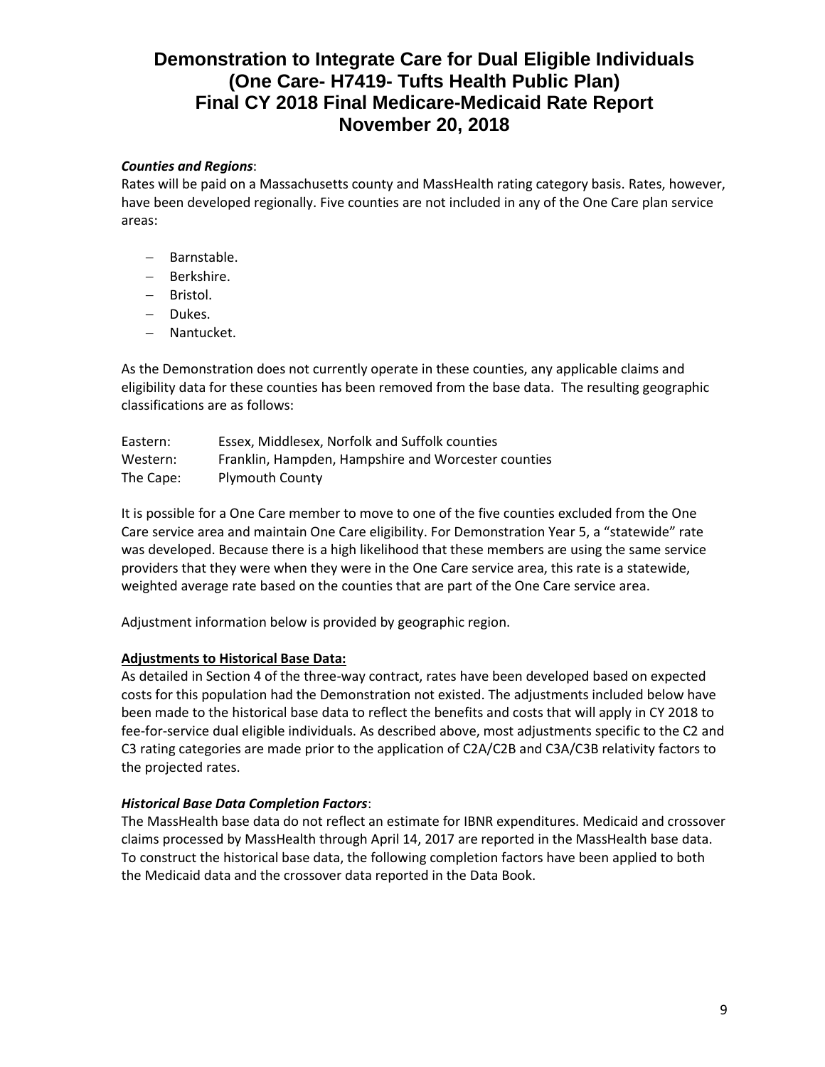*Counties and Regions*:
Rates will be paid on a Massachusetts county and MassHealth rating category basis. Rates, however, have been developed regionally. Five counties are not included in any of the One Care plan service areas:

- Barnstable.
- Berkshire.
- Bristol.
- Dukes.
- Nantucket.

As the Demonstration does not currently operate in these counties, any applicable claims and eligibility data for these counties has been removed from the base data. The resulting geographic classifications are as follows:

| | |
|---|---|
| Eastern: | Essex, Middlesex, Norfolk and Suffolk counties |
| Western: | Franklin, Hampden, Hampshire and Worcester counties |
| The Cape: | Plymouth County |

It is possible for a One Care member to move to one of the five counties excluded from the One Care service area and maintain One Care eligibility. For Demonstration Year 5, a "statewide" rate was developed. Because there is a high likelihood that these members are using the same service providers that they were when they were in the One Care service area, this rate is a statewide, weighted average rate based on the counties that are part of the One Care service area.

Adjustment information below is provided by geographic region.

**Adjustments to Historical Base Data:**
As detailed in Section 4 of the three-way contract, rates have been developed based on expected costs for this population had the Demonstration not existed. The adjustments included below have been made to the historical base data to reflect the benefits and costs that will apply in CY 2018 to fee-for-service dual eligible individuals. As described above, most adjustments specific to the C2 and C3 rating categories are made prior to the application of C2A/C2B and C3A/C3B relativity factors to the projected rates.

*Historical Base Data Completion Factors*:
The MassHealth base data do not reflect an estimate for IBNR expenditures. Medicaid and crossover claims processed by MassHealth through April 14, 2017 are reported in the MassHealth base data. To construct the historical base data, the following completion factors have been applied to both the Medicaid data and the crossover data reported in the Data Book.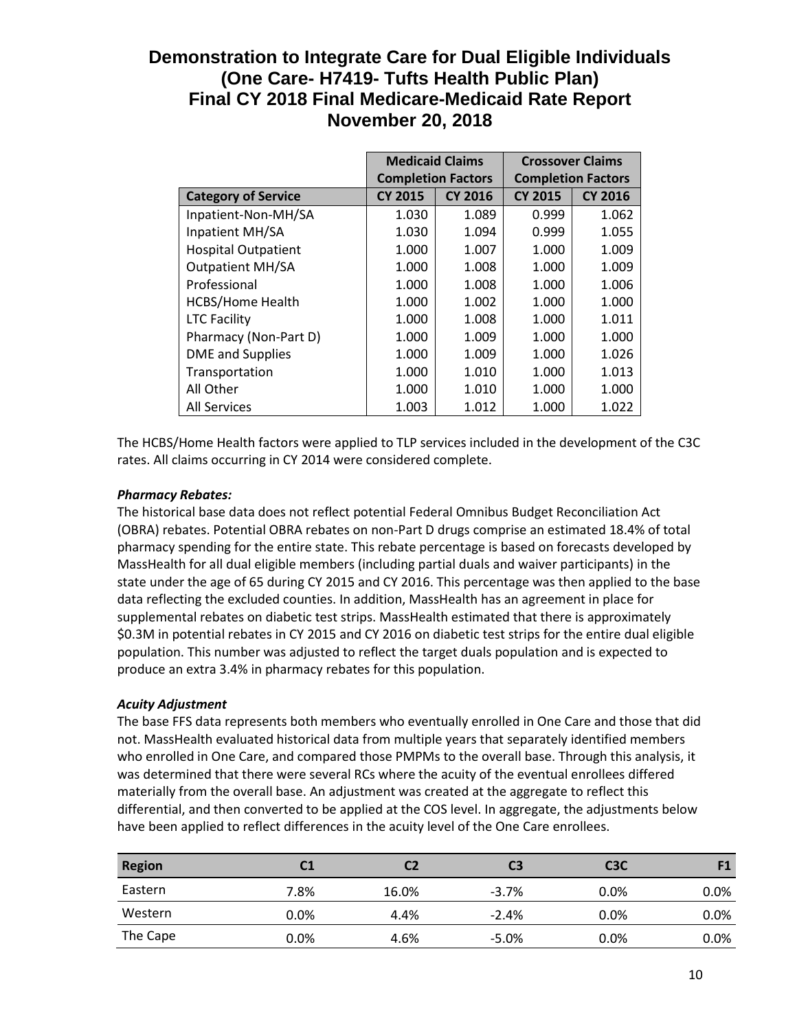# Demonstration to Integrate Care for Dual Eligible Individuals (One Care- H7419- Tufts Health Public Plan) Final CY 2018 Final Medicare-Medicaid Rate Report November 20, 2018

| | Medicaid Claims Completion Factors | | Crossover Claims Completion Factors | |
|---|---|---|---|---|
| **Category of Service** | **CY 2015** | **CY 2016** | **CY 2015** | **CY 2016** |
| Inpatient-Non-MH/SA | 1.030 | 1.089 | 0.999 | 1.062 |
| Inpatient MH/SA | 1.030 | 1.094 | 0.999 | 1.055 |
| Hospital Outpatient | 1.000 | 1.007 | 1.000 | 1.009 |
| Outpatient MH/SA | 1.000 | 1.008 | 1.000 | 1.009 |
| Professional | 1.000 | 1.008 | 1.000 | 1.006 |
| HCBS/Home Health | 1.000 | 1.002 | 1.000 | 1.000 |
| LTC Facility | 1.000 | 1.008 | 1.000 | 1.011 |
| Pharmacy (Non-Part D) | 1.000 | 1.009 | 1.000 | 1.000 |
| DME and Supplies | 1.000 | 1.009 | 1.000 | 1.026 |
| Transportation | 1.000 | 1.010 | 1.000 | 1.013 |
| All Other | 1.000 | 1.010 | 1.000 | 1.000 |
| All Services | 1.003 | 1.012 | 1.000 | 1.022 |

The HCBS/Home Health factors were applied to TLP services included in the development of the C3C rates. All claims occurring in CY 2014 were considered complete.

***Pharmacy Rebates:***

The historical base data does not reflect potential Federal Omnibus Budget Reconciliation Act (OBRA) rebates. Potential OBRA rebates on non-Part D drugs comprise an estimated 18.4% of total pharmacy spending for the entire state. This rebate percentage is based on forecasts developed by MassHealth for all dual eligible members (including partial duals and waiver participants) in the state under the age of 65 during CY 2015 and CY 2016. This percentage was then applied to the base data reflecting the excluded counties. In addition, MassHealth has an agreement in place for supplemental rebates on diabetic test strips. MassHealth estimated that there is approximately $0.3M in potential rebates in CY 2015 and CY 2016 on diabetic test strips for the entire dual eligible population. This number was adjusted to reflect the target duals population and is expected to produce an extra 3.4% in pharmacy rebates for this population.

***Acuity Adjustment***

The base FFS data represents both members who eventually enrolled in One Care and those that did not. MassHealth evaluated historical data from multiple years that separately identified members who enrolled in One Care, and compared those PMPMs to the overall base. Through this analysis, it was determined that there were several RCs where the acuity of the eventual enrollees differed materially from the overall base. An adjustment was created at the aggregate to reflect this differential, and then converted to be applied at the COS level. In aggregate, the adjustments below have been applied to reflect differences in the acuity level of the One Care enrollees.

| Region | C1 | C2 | C3 | C3C | F1 |
|---|---|---|---|---|---|
| Eastern | 7.8% | 16.0% | -3.7% | 0.0% | 0.0% |
| Western | 0.0% | 4.4% | -2.4% | 0.0% | 0.0% |
| The Cape | 0.0% | 4.6% | -5.0% | 0.0% | 0.0% |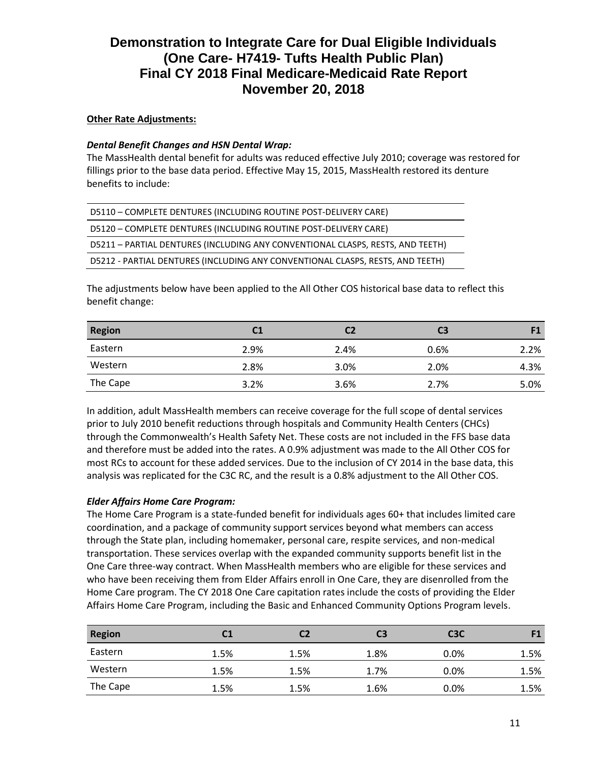**Other Rate Adjustments:**

***Dental Benefit Changes and HSN Dental Wrap:***

The MassHealth dental benefit for adults was reduced effective July 2010; coverage was restored for fillings prior to the base data period. Effective May 15, 2015, MassHealth restored its denture benefits to include:

| |
|---|
| D5110 – COMPLETE DENTURES (INCLUDING ROUTINE POST-DELIVERY CARE) |
| D5120 – COMPLETE DENTURES (INCLUDING ROUTINE POST-DELIVERY CARE) |
| D5211 – PARTIAL DENTURES (INCLUDING ANY CONVENTIONAL CLASPS, RESTS, AND TEETH) |
| D5212 - PARTIAL DENTURES (INCLUDING ANY CONVENTIONAL CLASPS, RESTS, AND TEETH) |

The adjustments below have been applied to the All Other COS historical base data to reflect this benefit change:

| Region | C1 | C2 | C3 | F1 |
|---|---|---|---|---|
| Eastern | 2.9% | 2.4% | 0.6% | 2.2% |
| Western | 2.8% | 3.0% | 2.0% | 4.3% |
| The Cape | 3.2% | 3.6% | 2.7% | 5.0% |

In addition, adult MassHealth members can receive coverage for the full scope of dental services prior to July 2010 benefit reductions through hospitals and Community Health Centers (CHCs) through the Commonwealth's Health Safety Net. These costs are not included in the FFS base data and therefore must be added into the rates. A 0.9% adjustment was made to the All Other COS for most RCs to account for these added services. Due to the inclusion of CY 2014 in the base data, this analysis was replicated for the C3C RC, and the result is a 0.8% adjustment to the All Other COS.

***Elder Affairs Home Care Program:***

The Home Care Program is a state-funded benefit for individuals ages 60+ that includes limited care coordination, and a package of community support services beyond what members can access through the State plan, including homemaker, personal care, respite services, and non-medical transportation. These services overlap with the expanded community supports benefit list in the One Care three-way contract. When MassHealth members who are eligible for these services and who have been receiving them from Elder Affairs enroll in One Care, they are disenrolled from the Home Care program. The CY 2018 One Care capitation rates include the costs of providing the Elder Affairs Home Care Program, including the Basic and Enhanced Community Options Program levels.

| Region | C1 | C2 | C3 | C3C | F1 |
|---|---|---|---|---|---|
| Eastern | 1.5% | 1.5% | 1.8% | 0.0% | 1.5% |
| Western | 1.5% | 1.5% | 1.7% | 0.0% | 1.5% |
| The Cape | 1.5% | 1.5% | 1.6% | 0.0% | 1.5% |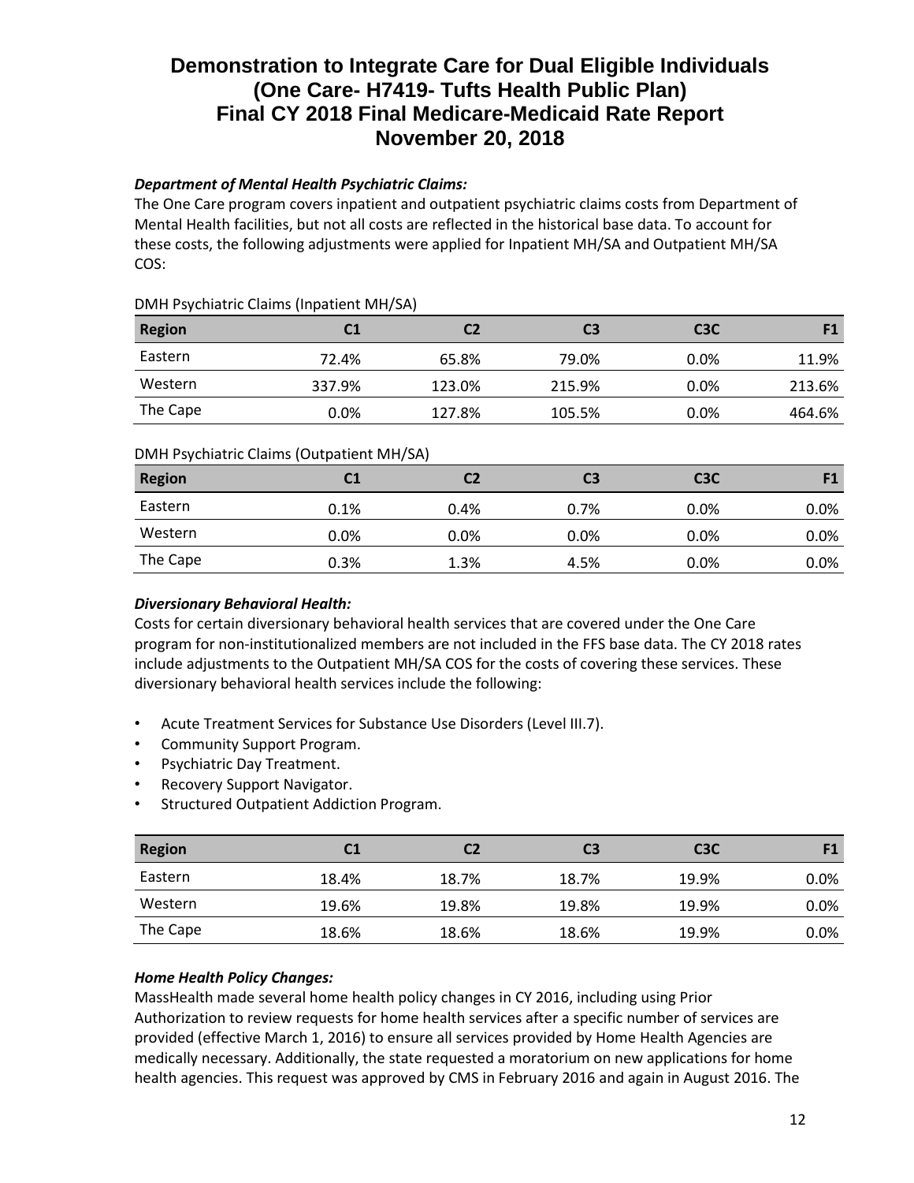# Demonstration to Integrate Care for Dual Eligible Individuals (One Care- H7419- Tufts Health Public Plan) Final CY 2018 Final Medicare-Medicaid Rate Report November 20, 2018

***Department of Mental Health Psychiatric Claims:***

The One Care program covers inpatient and outpatient psychiatric claims costs from Department of Mental Health facilities, but not all costs are reflected in the historical base data. To account for these costs, the following adjustments were applied for Inpatient MH/SA and Outpatient MH/SA COS:

DMH Psychiatric Claims (Inpatient MH/SA)

| Region | C1 | C2 | C3 | C3C | F1 |
|---|---|---|---|---|---|
| Eastern | 72.4% | 65.8% | 79.0% | 0.0% | 11.9% |
| Western | 337.9% | 123.0% | 215.9% | 0.0% | 213.6% |
| The Cape | 0.0% | 127.8% | 105.5% | 0.0% | 464.6% |

DMH Psychiatric Claims (Outpatient MH/SA)

| Region | C1 | C2 | C3 | C3C | F1 |
|---|---|---|---|---|---|
| Eastern | 0.1% | 0.4% | 0.7% | 0.0% | 0.0% |
| Western | 0.0% | 0.0% | 0.0% | 0.0% | 0.0% |
| The Cape | 0.3% | 1.3% | 4.5% | 0.0% | 0.0% |

***Diversionary Behavioral Health:***

Costs for certain diversionary behavioral health services that are covered under the One Care program for non-institutionalized members are not included in the FFS base data. The CY 2018 rates include adjustments to the Outpatient MH/SA COS for the costs of covering these services. These diversionary behavioral health services include the following:

- Acute Treatment Services for Substance Use Disorders (Level III.7).
- Community Support Program.
- Psychiatric Day Treatment.
- Recovery Support Navigator.
- Structured Outpatient Addiction Program.

| Region | C1 | C2 | C3 | C3C | F1 |
|---|---|---|---|---|---|
| Eastern | 18.4% | 18.7% | 18.7% | 19.9% | 0.0% |
| Western | 19.6% | 19.8% | 19.8% | 19.9% | 0.0% |
| The Cape | 18.6% | 18.6% | 18.6% | 19.9% | 0.0% |

***Home Health Policy Changes:***

MassHealth made several home health policy changes in CY 2016, including using Prior Authorization to review requests for home health services after a specific number of services are provided (effective March 1, 2016) to ensure all services provided by Home Health Agencies are medically necessary. Additionally, the state requested a moratorium on new applications for home health agencies. This request was approved by CMS in February 2016 and again in August 2016. The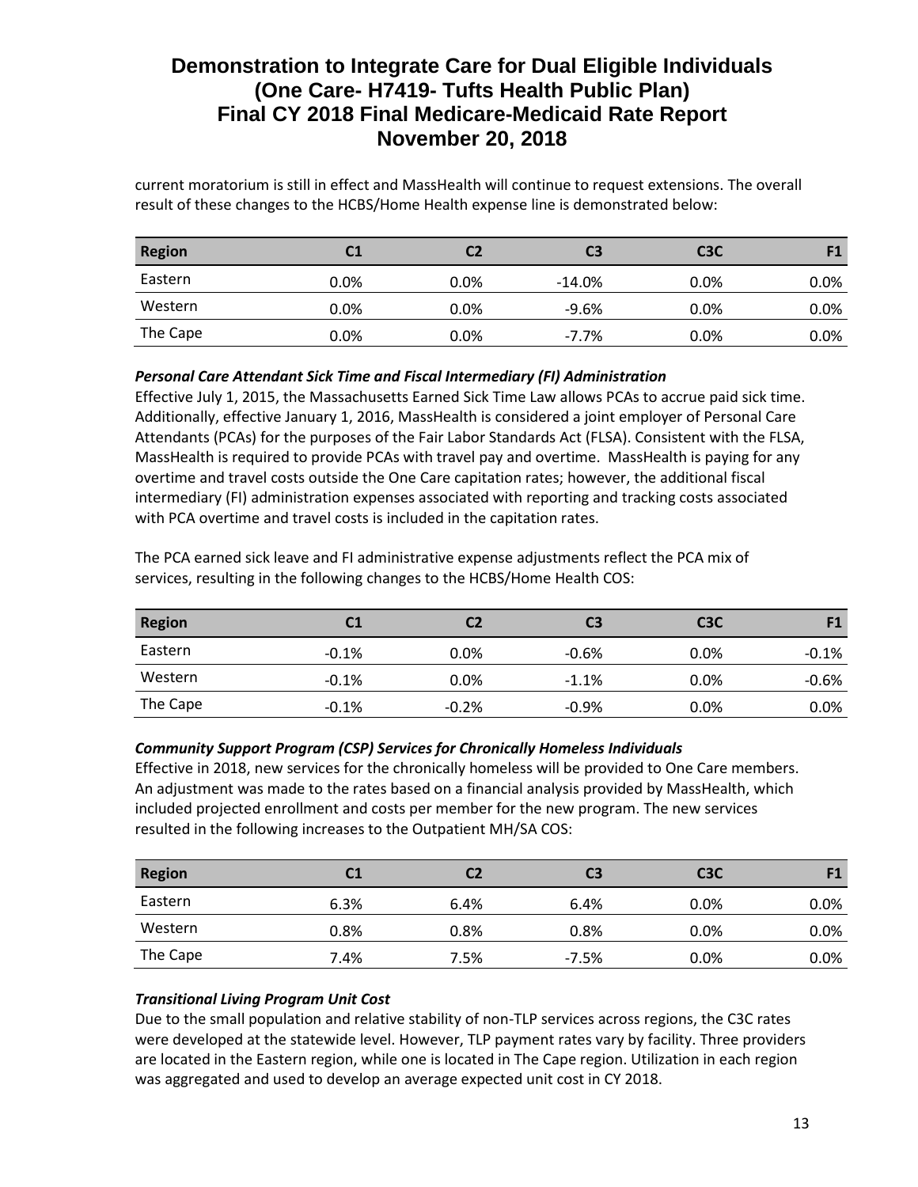current moratorium is still in effect and MassHealth will continue to request extensions. The overall result of these changes to the HCBS/Home Health expense line is demonstrated below:

| Region | C1 | C2 | C3 | C3C | F1 |
|---|---|---|---|---|---|
| Eastern | 0.0% | 0.0% | -14.0% | 0.0% | 0.0% |
| Western | 0.0% | 0.0% | -9.6% | 0.0% | 0.0% |
| The Cape | 0.0% | 0.0% | -7.7% | 0.0% | 0.0% |

***Personal Care Attendant Sick Time and Fiscal Intermediary (FI) Administration***

Effective July 1, 2015, the Massachusetts Earned Sick Time Law allows PCAs to accrue paid sick time. Additionally, effective January 1, 2016, MassHealth is considered a joint employer of Personal Care Attendants (PCAs) for the purposes of the Fair Labor Standards Act (FLSA). Consistent with the FLSA, MassHealth is required to provide PCAs with travel pay and overtime. MassHealth is paying for any overtime and travel costs outside the One Care capitation rates; however, the additional fiscal intermediary (FI) administration expenses associated with reporting and tracking costs associated with PCA overtime and travel costs is included in the capitation rates.

The PCA earned sick leave and FI administrative expense adjustments reflect the PCA mix of services, resulting in the following changes to the HCBS/Home Health COS:

| Region | C1 | C2 | C3 | C3C | F1 |
|---|---|---|---|---|---|
| Eastern | -0.1% | 0.0% | -0.6% | 0.0% | -0.1% |
| Western | -0.1% | 0.0% | -1.1% | 0.0% | -0.6% |
| The Cape | -0.1% | -0.2% | -0.9% | 0.0% | 0.0% |

***Community Support Program (CSP) Services for Chronically Homeless Individuals***

Effective in 2018, new services for the chronically homeless will be provided to One Care members. An adjustment was made to the rates based on a financial analysis provided by MassHealth, which included projected enrollment and costs per member for the new program. The new services resulted in the following increases to the Outpatient MH/SA COS:

| Region | C1 | C2 | C3 | C3C | F1 |
|---|---|---|---|---|---|
| Eastern | 6.3% | 6.4% | 6.4% | 0.0% | 0.0% |
| Western | 0.8% | 0.8% | 0.8% | 0.0% | 0.0% |
| The Cape | 7.4% | 7.5% | -7.5% | 0.0% | 0.0% |

***Transitional Living Program Unit Cost***

Due to the small population and relative stability of non-TLP services across regions, the C3C rates were developed at the statewide level. However, TLP payment rates vary by facility. Three providers are located in the Eastern region, while one is located in The Cape region. Utilization in each region was aggregated and used to develop an average expected unit cost in CY 2018.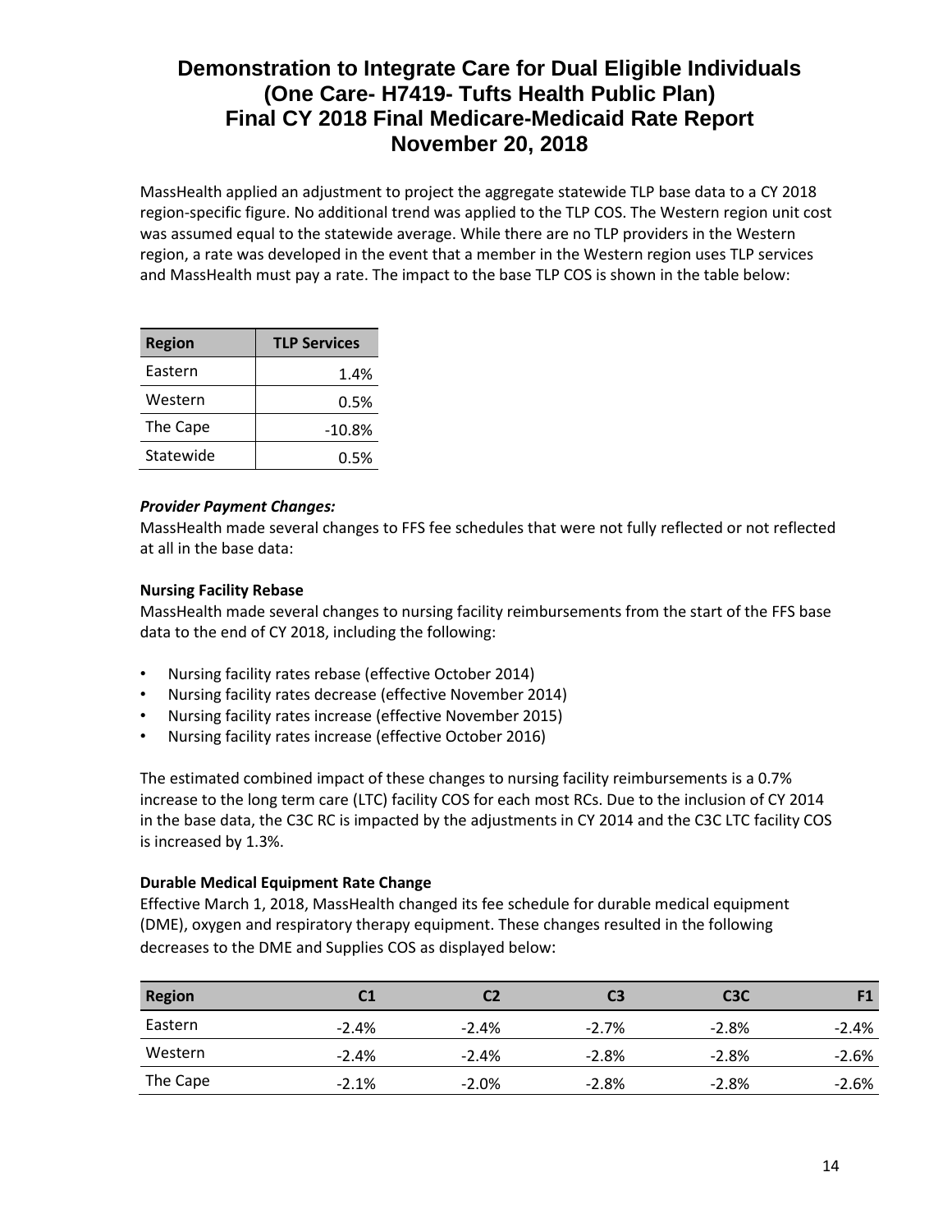MassHealth applied an adjustment to project the aggregate statewide TLP base data to a CY 2018 region-specific figure. No additional trend was applied to the TLP COS. The Western region unit cost was assumed equal to the statewide average. While there are no TLP providers in the Western region, a rate was developed in the event that a member in the Western region uses TLP services and MassHealth must pay a rate. The impact to the base TLP COS is shown in the table below:

| Region | TLP Services |
|---|---|
| Eastern | 1.4% |
| Western | 0.5% |
| The Cape | -10.8% |
| Statewide | 0.5% |

***Provider Payment Changes:***

MassHealth made several changes to FFS fee schedules that were not fully reflected or not reflected at all in the base data:

**Nursing Facility Rebase**

MassHealth made several changes to nursing facility reimbursements from the start of the FFS base data to the end of CY 2018, including the following:

- Nursing facility rates rebase (effective October 2014)
- Nursing facility rates decrease (effective November 2014)
- Nursing facility rates increase (effective November 2015)
- Nursing facility rates increase (effective October 2016)

The estimated combined impact of these changes to nursing facility reimbursements is a 0.7% increase to the long term care (LTC) facility COS for each most RCs. Due to the inclusion of CY 2014 in the base data, the C3C RC is impacted by the adjustments in CY 2014 and the C3C LTC facility COS is increased by 1.3%.

**Durable Medical Equipment Rate Change**

Effective March 1, 2018, MassHealth changed its fee schedule for durable medical equipment (DME), oxygen and respiratory therapy equipment. These changes resulted in the following decreases to the DME and Supplies COS as displayed below:

| Region | C1 | C2 | C3 | C3C | F1 |
|---|---|---|---|---|---|
| Eastern | -2.4% | -2.4% | -2.7% | -2.8% | -2.4% |
| Western | -2.4% | -2.4% | -2.8% | -2.8% | -2.6% |
| The Cape | -2.1% | -2.0% | -2.8% | -2.8% | -2.6% |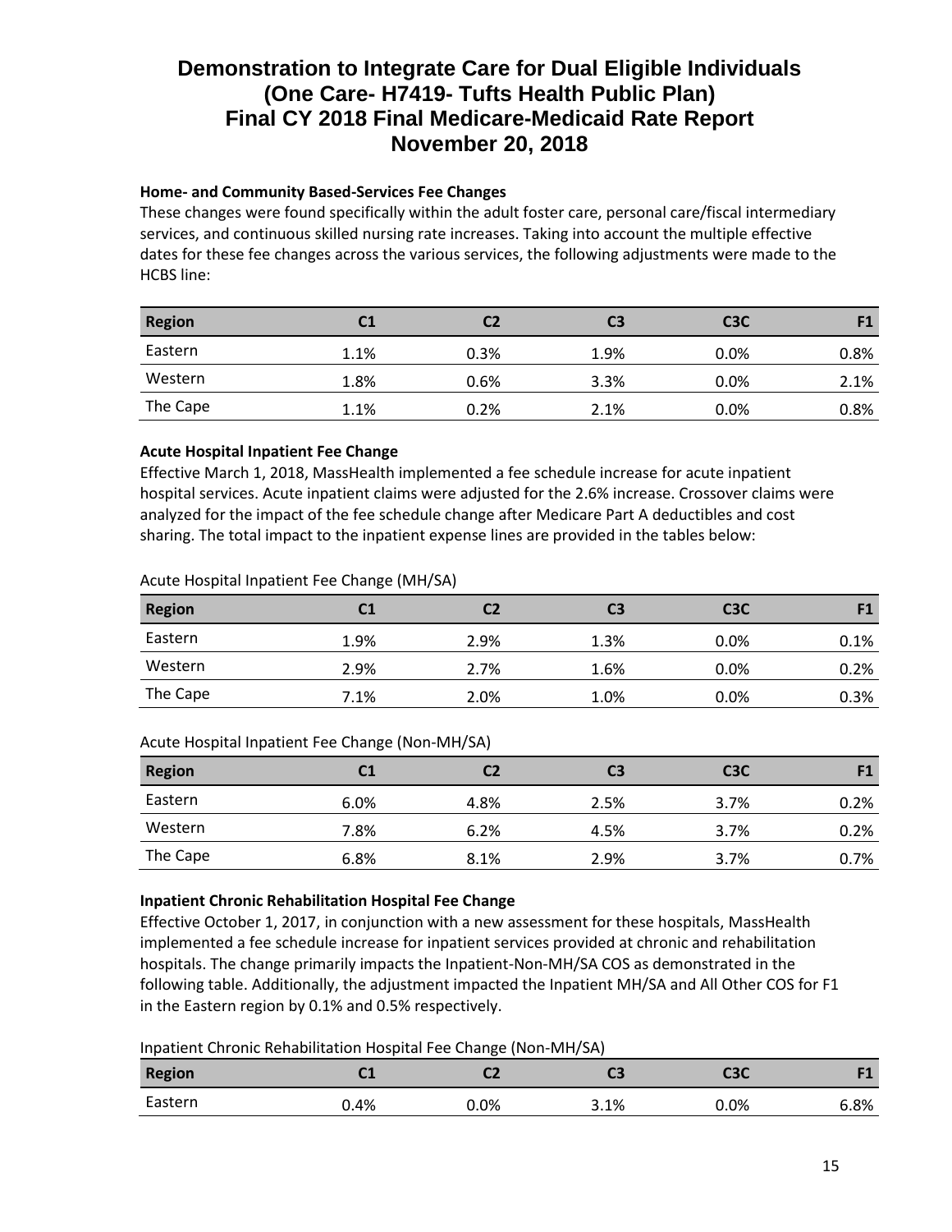**Home- and Community Based-Services Fee Changes**

These changes were found specifically within the adult foster care, personal care/fiscal intermediary services, and continuous skilled nursing rate increases. Taking into account the multiple effective dates for these fee changes across the various services, the following adjustments were made to the HCBS line:

| Region | C1 | C2 | C3 | C3C | F1 |
|---|---|---|---|---|---|
| Eastern | 1.1% | 0.3% | 1.9% | 0.0% | 0.8% |
| Western | 1.8% | 0.6% | 3.3% | 0.0% | 2.1% |
| The Cape | 1.1% | 0.2% | 2.1% | 0.0% | 0.8% |

**Acute Hospital Inpatient Fee Change**

Effective March 1, 2018, MassHealth implemented a fee schedule increase for acute inpatient hospital services. Acute inpatient claims were adjusted for the 2.6% increase. Crossover claims were analyzed for the impact of the fee schedule change after Medicare Part A deductibles and cost sharing. The total impact to the inpatient expense lines are provided in the tables below:

Acute Hospital Inpatient Fee Change (MH/SA)

| Region | C1 | C2 | C3 | C3C | F1 |
|---|---|---|---|---|---|
| Eastern | 1.9% | 2.9% | 1.3% | 0.0% | 0.1% |
| Western | 2.9% | 2.7% | 1.6% | 0.0% | 0.2% |
| The Cape | 7.1% | 2.0% | 1.0% | 0.0% | 0.3% |

Acute Hospital Inpatient Fee Change (Non-MH/SA)

| Region | C1 | C2 | C3 | C3C | F1 |
|---|---|---|---|---|---|
| Eastern | 6.0% | 4.8% | 2.5% | 3.7% | 0.2% |
| Western | 7.8% | 6.2% | 4.5% | 3.7% | 0.2% |
| The Cape | 6.8% | 8.1% | 2.9% | 3.7% | 0.7% |

**Inpatient Chronic Rehabilitation Hospital Fee Change**

Effective October 1, 2017, in conjunction with a new assessment for these hospitals, MassHealth implemented a fee schedule increase for inpatient services provided at chronic and rehabilitation hospitals. The change primarily impacts the Inpatient-Non-MH/SA COS as demonstrated in the following table. Additionally, the adjustment impacted the Inpatient MH/SA and All Other COS for F1 in the Eastern region by 0.1% and 0.5% respectively.

Inpatient Chronic Rehabilitation Hospital Fee Change (Non-MH/SA)

| Region | C1 | C2 | C3 | C3C | F1 |
|---|---|---|---|---|---|
| Eastern | 0.4% | 0.0% | 3.1% | 0.0% | 6.8% |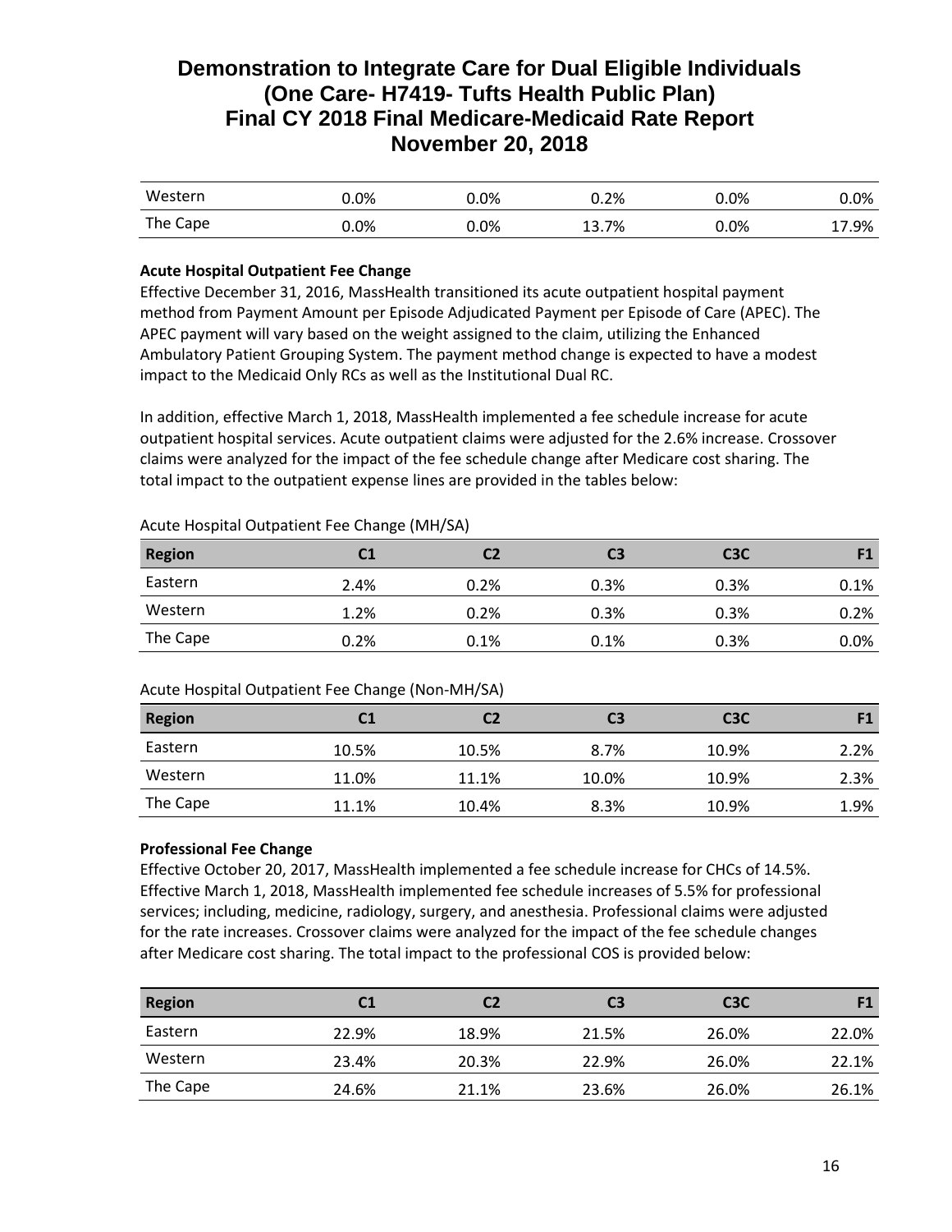| | | | | | |
|---|---|---|---|---|---|
| Western | 0.0% | 0.0% | 0.2% | 0.0% | 0.0% |
| The Cape | 0.0% | 0.0% | 13.7% | 0.0% | 17.9% |

**Acute Hospital Outpatient Fee Change**

Effective December 31, 2016, MassHealth transitioned its acute outpatient hospital payment method from Payment Amount per Episode Adjudicated Payment per Episode of Care (APEC). The APEC payment will vary based on the weight assigned to the claim, utilizing the Enhanced Ambulatory Patient Grouping System. The payment method change is expected to have a modest impact to the Medicaid Only RCs as well as the Institutional Dual RC.

In addition, effective March 1, 2018, MassHealth implemented a fee schedule increase for acute outpatient hospital services. Acute outpatient claims were adjusted for the 2.6% increase. Crossover claims were analyzed for the impact of the fee schedule change after Medicare cost sharing. The total impact to the outpatient expense lines are provided in the tables below:

Acute Hospital Outpatient Fee Change (MH/SA)

| Region | C1 | C2 | C3 | C3C | F1 |
|---|---|---|---|---|---|
| Eastern | 2.4% | 0.2% | 0.3% | 0.3% | 0.1% |
| Western | 1.2% | 0.2% | 0.3% | 0.3% | 0.2% |
| The Cape | 0.2% | 0.1% | 0.1% | 0.3% | 0.0% |

Acute Hospital Outpatient Fee Change (Non-MH/SA)

| Region | C1 | C2 | C3 | C3C | F1 |
|---|---|---|---|---|---|
| Eastern | 10.5% | 10.5% | 8.7% | 10.9% | 2.2% |
| Western | 11.0% | 11.1% | 10.0% | 10.9% | 2.3% |
| The Cape | 11.1% | 10.4% | 8.3% | 10.9% | 1.9% |

**Professional Fee Change**

Effective October 20, 2017, MassHealth implemented a fee schedule increase for CHCs of 14.5%. Effective March 1, 2018, MassHealth implemented fee schedule increases of 5.5% for professional services; including, medicine, radiology, surgery, and anesthesia. Professional claims were adjusted for the rate increases. Crossover claims were analyzed for the impact of the fee schedule changes after Medicare cost sharing. The total impact to the professional COS is provided below:

| Region | C1 | C2 | C3 | C3C | F1 |
|---|---|---|---|---|---|
| Eastern | 22.9% | 18.9% | 21.5% | 26.0% | 22.0% |
| Western | 23.4% | 20.3% | 22.9% | 26.0% | 22.1% |
| The Cape | 24.6% | 21.1% | 23.6% | 26.0% | 26.1% |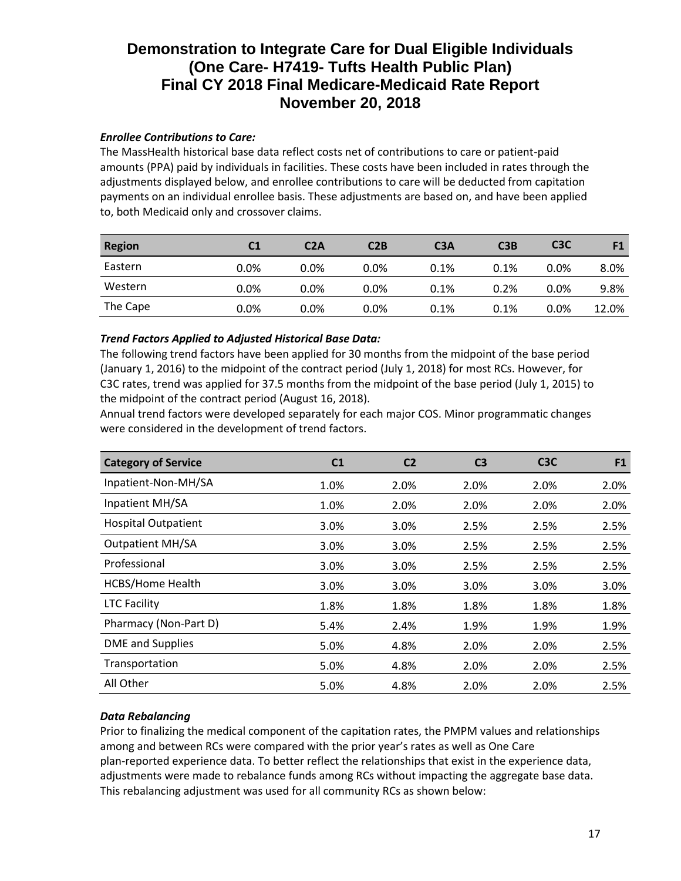# Demonstration to Integrate Care for Dual Eligible Individuals (One Care- H7419- Tufts Health Public Plan) Final CY 2018 Final Medicare-Medicaid Rate Report November 20, 2018

***Enrollee Contributions to Care:***

The MassHealth historical base data reflect costs net of contributions to care or patient-paid amounts (PPA) paid by individuals in facilities. These costs have been included in rates through the adjustments displayed below, and enrollee contributions to care will be deducted from capitation payments on an individual enrollee basis. These adjustments are based on, and have been applied to, both Medicaid only and crossover claims.

| Region | C1 | C2A | C2B | C3A | C3B | C3C | F1 |
|---|---|---|---|---|---|---|---|
| Eastern | 0.0% | 0.0% | 0.0% | 0.1% | 0.1% | 0.0% | 8.0% |
| Western | 0.0% | 0.0% | 0.0% | 0.1% | 0.2% | 0.0% | 9.8% |
| The Cape | 0.0% | 0.0% | 0.0% | 0.1% | 0.1% | 0.0% | 12.0% |

***Trend Factors Applied to Adjusted Historical Base Data:***

The following trend factors have been applied for 30 months from the midpoint of the base period (January 1, 2016) to the midpoint of the contract period (July 1, 2018) for most RCs. However, for C3C rates, trend was applied for 37.5 months from the midpoint of the base period (July 1, 2015) to the midpoint of the contract period (August 16, 2018).

Annual trend factors were developed separately for each major COS. Minor programmatic changes were considered in the development of trend factors.

| Category of Service | C1 | C2 | C3 | C3C | F1 |
|---|---|---|---|---|---|
| Inpatient-Non-MH/SA | 1.0% | 2.0% | 2.0% | 2.0% | 2.0% |
| Inpatient MH/SA | 1.0% | 2.0% | 2.0% | 2.0% | 2.0% |
| Hospital Outpatient | 3.0% | 3.0% | 2.5% | 2.5% | 2.5% |
| Outpatient MH/SA | 3.0% | 3.0% | 2.5% | 2.5% | 2.5% |
| Professional | 3.0% | 3.0% | 2.5% | 2.5% | 2.5% |
| HCBS/Home Health | 3.0% | 3.0% | 3.0% | 3.0% | 3.0% |
| LTC Facility | 1.8% | 1.8% | 1.8% | 1.8% | 1.8% |
| Pharmacy (Non-Part D) | 5.4% | 2.4% | 1.9% | 1.9% | 1.9% |
| DME and Supplies | 5.0% | 4.8% | 2.0% | 2.0% | 2.5% |
| Transportation | 5.0% | 4.8% | 2.0% | 2.0% | 2.5% |
| All Other | 5.0% | 4.8% | 2.0% | 2.0% | 2.5% |

***Data Rebalancing***

Prior to finalizing the medical component of the capitation rates, the PMPM values and relationships among and between RCs were compared with the prior year's rates as well as One Care plan-reported experience data. To better reflect the relationships that exist in the experience data, adjustments were made to rebalance funds among RCs without impacting the aggregate base data. This rebalancing adjustment was used for all community RCs as shown below: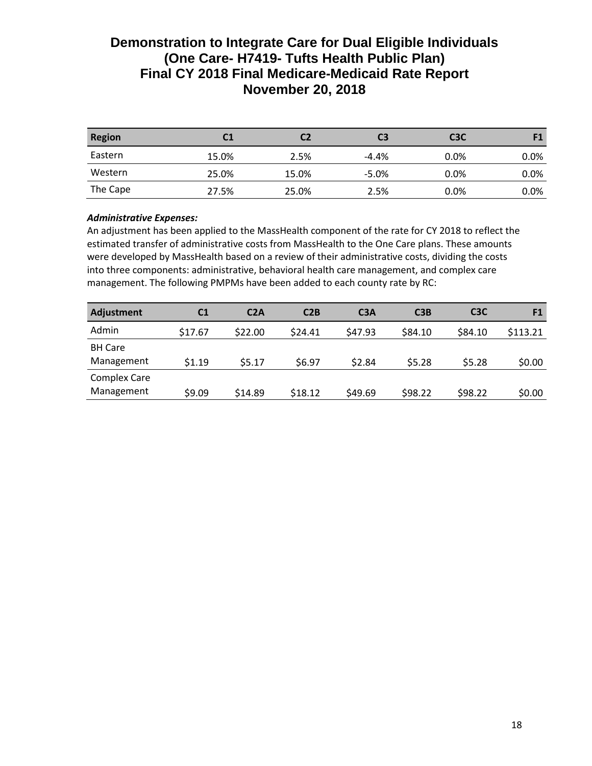# Demonstration to Integrate Care for Dual Eligible Individuals
# (One Care- H7419- Tufts Health Public Plan)
# Final CY 2018 Final Medicare-Medicaid Rate Report
# November 20, 2018

| Region | C1 | C2 | C3 | C3C | F1 |
|---|---|---|---|---|---|
| Eastern | 15.0% | 2.5% | -4.4% | 0.0% | 0.0% |
| Western | 25.0% | 15.0% | -5.0% | 0.0% | 0.0% |
| The Cape | 27.5% | 25.0% | 2.5% | 0.0% | 0.0% |

***Administrative Expenses:***

An adjustment has been applied to the MassHealth component of the rate for CY 2018 to reflect the estimated transfer of administrative costs from MassHealth to the One Care plans. These amounts were developed by MassHealth based on a review of their administrative costs, dividing the costs into three components: administrative, behavioral health care management, and complex care management. The following PMPMs have been added to each county rate by RC:

| Adjustment | C1 | C2A | C2B | C3A | C3B | C3C | F1 |
|---|---|---|---|---|---|---|---|
| Admin | $17.67 | $22.00 | $24.41 | $47.93 | $84.10 | $84.10 | $113.21 |
| BH Care Management | $1.19 | $5.17 | $6.97 | $2.84 | $5.28 | $5.28 | $0.00 |
| Complex Care Management | $9.09 | $14.89 | $18.12 | $49.69 | $98.22 | $98.22 | $0.00 |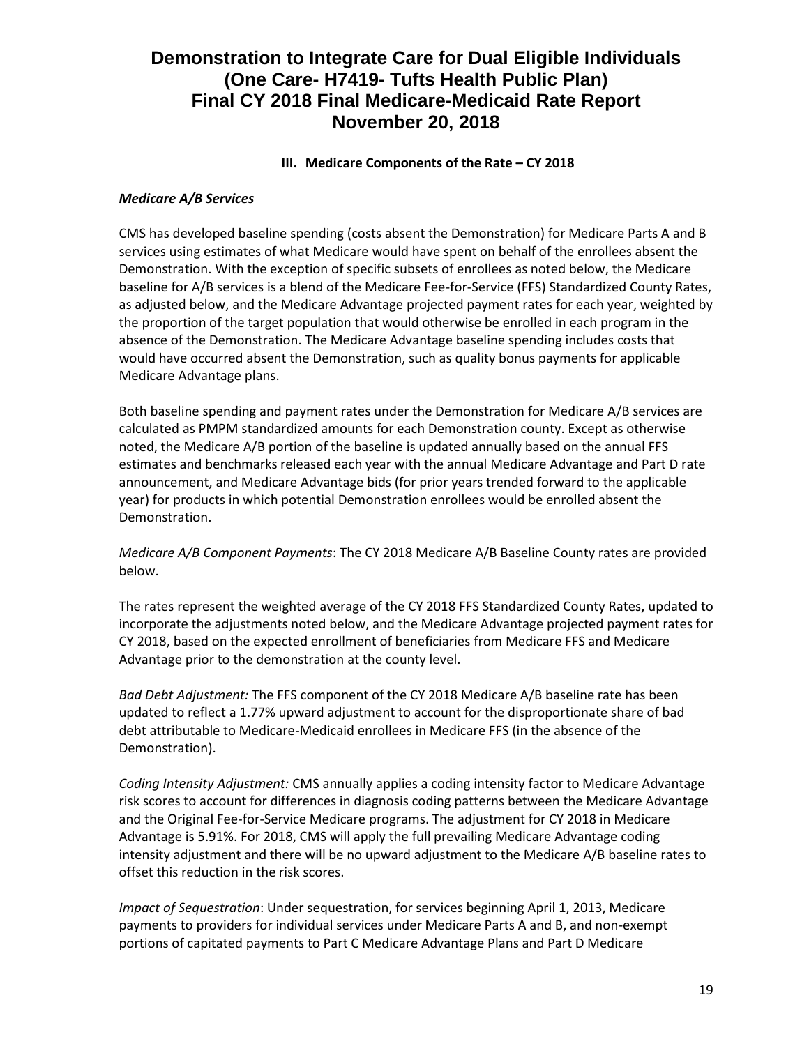### III. Medicare Components of the Rate – CY 2018

***Medicare A/B Services***

CMS has developed baseline spending (costs absent the Demonstration) for Medicare Parts A and B services using estimates of what Medicare would have spent on behalf of the enrollees absent the Demonstration. With the exception of specific subsets of enrollees as noted below, the Medicare baseline for A/B services is a blend of the Medicare Fee-for-Service (FFS) Standardized County Rates, as adjusted below, and the Medicare Advantage projected payment rates for each year, weighted by the proportion of the target population that would otherwise be enrolled in each program in the absence of the Demonstration. The Medicare Advantage baseline spending includes costs that would have occurred absent the Demonstration, such as quality bonus payments for applicable Medicare Advantage plans.

Both baseline spending and payment rates under the Demonstration for Medicare A/B services are calculated as PMPM standardized amounts for each Demonstration county. Except as otherwise noted, the Medicare A/B portion of the baseline is updated annually based on the annual FFS estimates and benchmarks released each year with the annual Medicare Advantage and Part D rate announcement, and Medicare Advantage bids (for prior years trended forward to the applicable year) for products in which potential Demonstration enrollees would be enrolled absent the Demonstration.

*Medicare A/B Component Payments*: The CY 2018 Medicare A/B Baseline County rates are provided below.

The rates represent the weighted average of the CY 2018 FFS Standardized County Rates, updated to incorporate the adjustments noted below, and the Medicare Advantage projected payment rates for CY 2018, based on the expected enrollment of beneficiaries from Medicare FFS and Medicare Advantage prior to the demonstration at the county level.

*Bad Debt Adjustment:* The FFS component of the CY 2018 Medicare A/B baseline rate has been updated to reflect a 1.77% upward adjustment to account for the disproportionate share of bad debt attributable to Medicare-Medicaid enrollees in Medicare FFS (in the absence of the Demonstration).

*Coding Intensity Adjustment:* CMS annually applies a coding intensity factor to Medicare Advantage risk scores to account for differences in diagnosis coding patterns between the Medicare Advantage and the Original Fee-for-Service Medicare programs. The adjustment for CY 2018 in Medicare Advantage is 5.91%. For 2018, CMS will apply the full prevailing Medicare Advantage coding intensity adjustment and there will be no upward adjustment to the Medicare A/B baseline rates to offset this reduction in the risk scores.

*Impact of Sequestration*: Under sequestration, for services beginning April 1, 2013, Medicare payments to providers for individual services under Medicare Parts A and B, and non-exempt portions of capitated payments to Part C Medicare Advantage Plans and Part D Medicare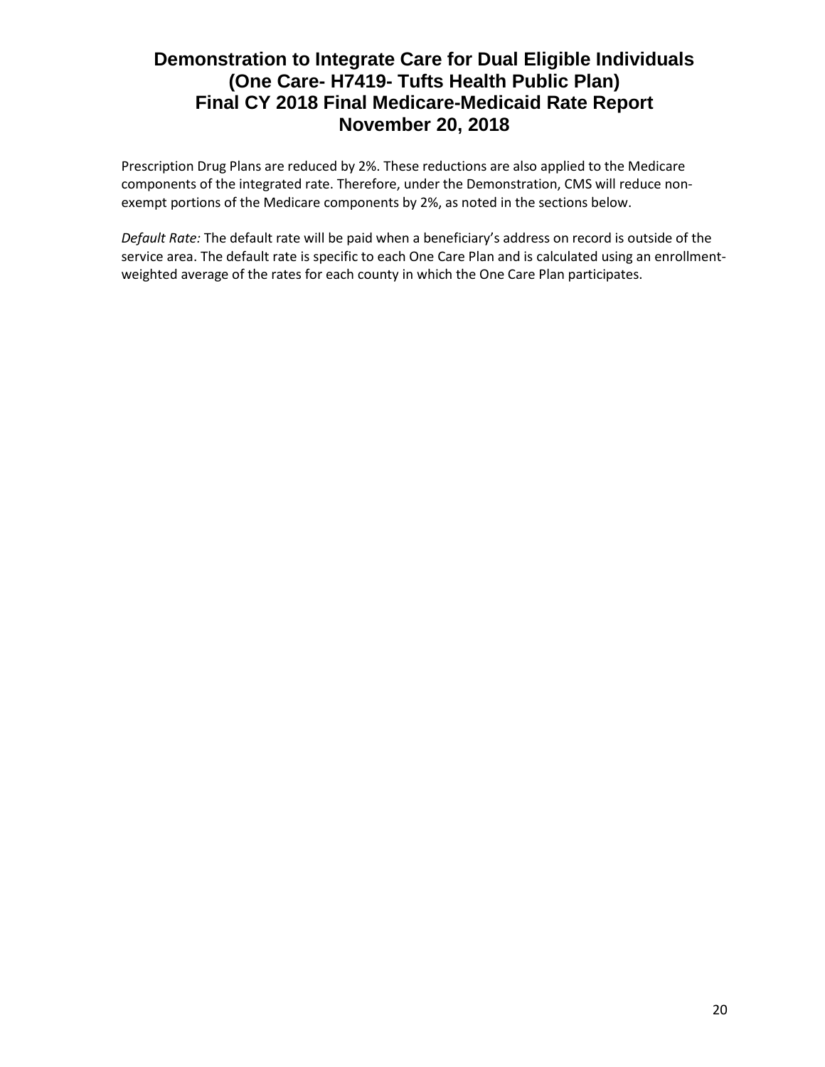Prescription Drug Plans are reduced by 2%. These reductions are also applied to the Medicare components of the integrated rate. Therefore, under the Demonstration, CMS will reduce non-exempt portions of the Medicare components by 2%, as noted in the sections below.

*Default Rate:* The default rate will be paid when a beneficiary's address on record is outside of the service area. The default rate is specific to each One Care Plan and is calculated using an enrollment-weighted average of the rates for each county in which the One Care Plan participates.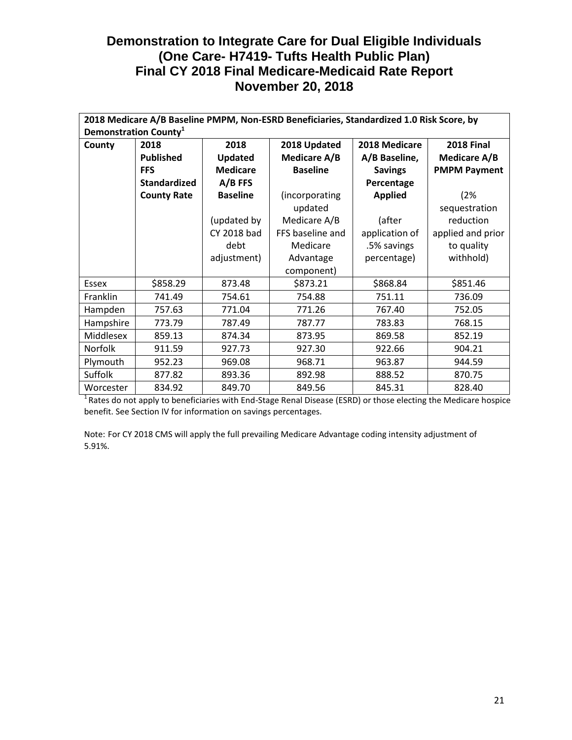# Demonstration to Integrate Care for Dual Eligible Individuals (One Care- H7419- Tufts Health Public Plan) Final CY 2018 Final Medicare-Medicaid Rate Report November 20, 2018

| 2018 Medicare A/B Baseline PMPM, Non-ESRD Beneficiaries, Standardized 1.0 Risk Score, by Demonstration County[1] | | | | | |
|---|---|---|---|---|---|
| **County** | **2018 Published FFS Standardized County Rate** | **2018 Updated Medicare A/B FFS Baseline** (updated by CY 2018 bad debt adjustment) | **2018 Updated Medicare A/B Baseline** (incorporating updated Medicare A/B FFS baseline and Medicare Advantage component) | **2018 Medicare A/B Baseline, Savings Percentage Applied** (after application of .5% savings percentage) | **2018 Final Medicare A/B PMPM Payment** (2% sequestration reduction applied and prior to quality withhold) |
| Essex | $858.29 | 873.48 | $873.21 | $868.84 | $851.46 |
| Franklin | 741.49 | 754.61 | 754.88 | 751.11 | 736.09 |
| Hampden | 757.63 | 771.04 | 771.26 | 767.40 | 752.05 |
| Hampshire | 773.79 | 787.49 | 787.77 | 783.83 | 768.15 |
| Middlesex | 859.13 | 874.34 | 873.95 | 869.58 | 852.19 |
| Norfolk | 911.59 | 927.73 | 927.30 | 922.66 | 904.21 |
| Plymouth | 952.23 | 969.08 | 968.71 | 963.87 | 944.59 |
| Suffolk | 877.82 | 893.36 | 892.98 | 888.52 | 870.75 |
| Worcester | 834.92 | 849.70 | 849.56 | 845.31 | 828.40 |

[1] Rates do not apply to beneficiaries with End-Stage Renal Disease (ESRD) or those electing the Medicare hospice benefit. See Section IV for information on savings percentages.

Note: For CY 2018 CMS will apply the full prevailing Medicare Advantage coding intensity adjustment of 5.91%.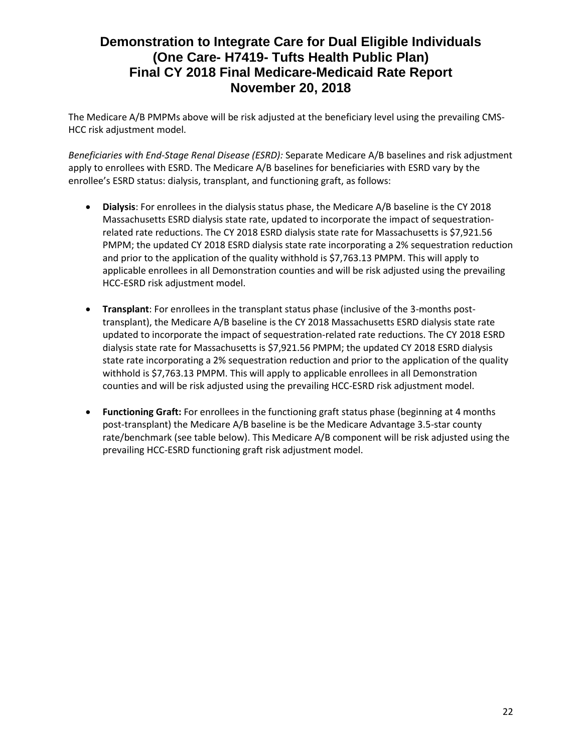The Medicare A/B PMPMs above will be risk adjusted at the beneficiary level using the prevailing CMS-HCC risk adjustment model.

*Beneficiaries with End-Stage Renal Disease (ESRD):* Separate Medicare A/B baselines and risk adjustment apply to enrollees with ESRD. The Medicare A/B baselines for beneficiaries with ESRD vary by the enrollee's ESRD status: dialysis, transplant, and functioning graft, as follows:

- **Dialysis**: For enrollees in the dialysis status phase, the Medicare A/B baseline is the CY 2018 Massachusetts ESRD dialysis state rate, updated to incorporate the impact of sequestration-related rate reductions. The CY 2018 ESRD dialysis state rate for Massachusetts is $7,921.56 PMPM; the updated CY 2018 ESRD dialysis state rate incorporating a 2% sequestration reduction and prior to the application of the quality withhold is $7,763.13 PMPM. This will apply to applicable enrollees in all Demonstration counties and will be risk adjusted using the prevailing HCC-ESRD risk adjustment model.

- **Transplant**: For enrollees in the transplant status phase (inclusive of the 3-months post-transplant), the Medicare A/B baseline is the CY 2018 Massachusetts ESRD dialysis state rate updated to incorporate the impact of sequestration-related rate reductions. The CY 2018 ESRD dialysis state rate for Massachusetts is $7,921.56 PMPM; the updated CY 2018 ESRD dialysis state rate incorporating a 2% sequestration reduction and prior to the application of the quality withhold is $7,763.13 PMPM. This will apply to applicable enrollees in all Demonstration counties and will be risk adjusted using the prevailing HCC-ESRD risk adjustment model.

- **Functioning Graft:** For enrollees in the functioning graft status phase (beginning at 4 months post-transplant) the Medicare A/B baseline is be the Medicare Advantage 3.5-star county rate/benchmark (see table below). This Medicare A/B component will be risk adjusted using the prevailing HCC-ESRD functioning graft risk adjustment model.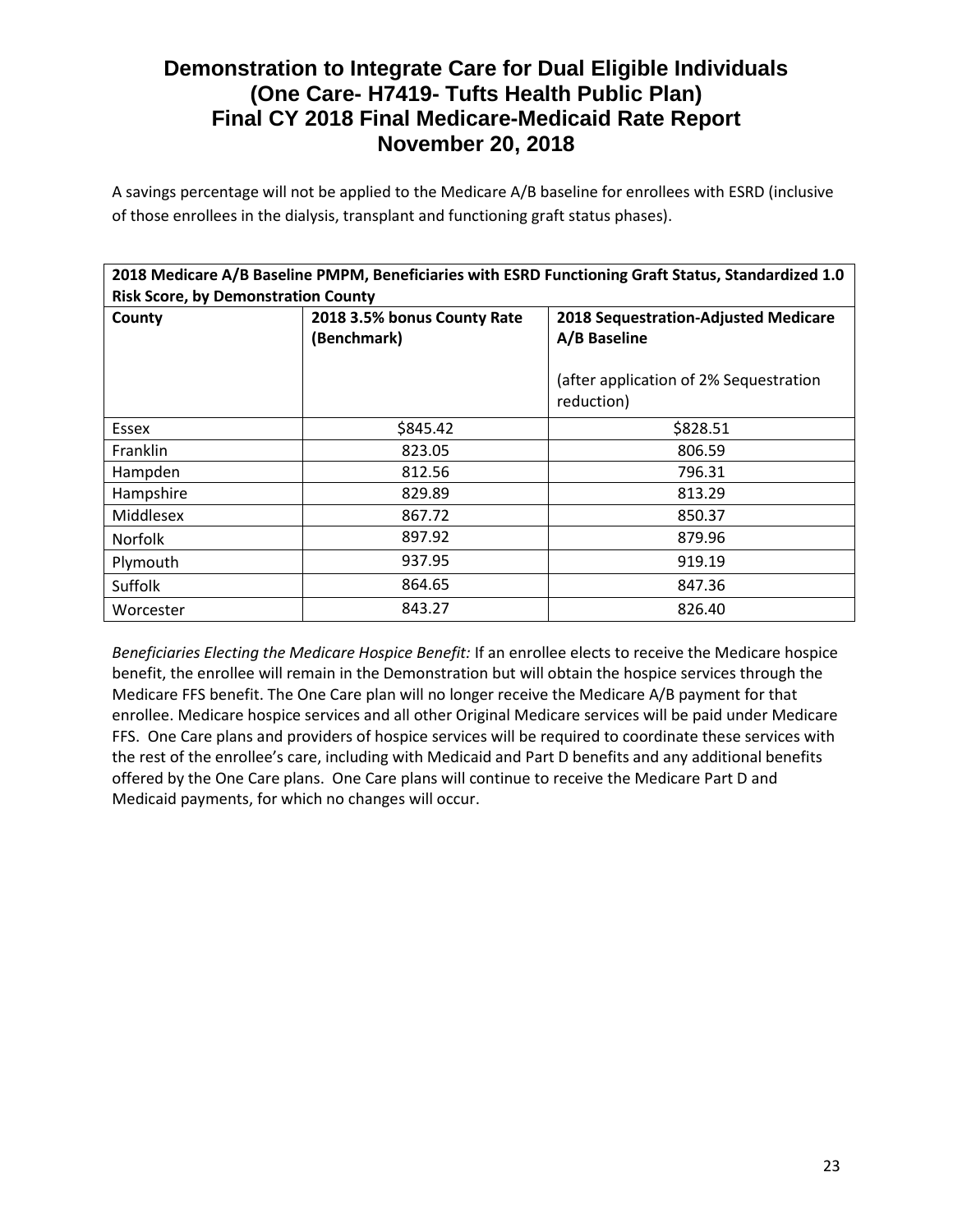A savings percentage will not be applied to the Medicare A/B baseline for enrollees with ESRD (inclusive of those enrollees in the dialysis, transplant and functioning graft status phases).

| **2018 Medicare A/B Baseline PMPM, Beneficiaries with ESRD Functioning Graft Status, Standardized 1.0 Risk Score, by Demonstration County** | | |
|---|---|---|
| **County** | **2018 3.5% bonus County Rate (Benchmark)** | **2018 Sequestration-Adjusted Medicare A/B Baseline**<br><br>(after application of 2% Sequestration reduction) |
| Essex | $845.42 | $828.51 |
| Franklin | 823.05 | 806.59 |
| Hampden | 812.56 | 796.31 |
| Hampshire | 829.89 | 813.29 |
| Middlesex | 867.72 | 850.37 |
| Norfolk | 897.92 | 879.96 |
| Plymouth | 937.95 | 919.19 |
| Suffolk | 864.65 | 847.36 |
| Worcester | 843.27 | 826.40 |

*Beneficiaries Electing the Medicare Hospice Benefit:* If an enrollee elects to receive the Medicare hospice benefit, the enrollee will remain in the Demonstration but will obtain the hospice services through the Medicare FFS benefit. The One Care plan will no longer receive the Medicare A/B payment for that enrollee. Medicare hospice services and all other Original Medicare services will be paid under Medicare FFS. One Care plans and providers of hospice services will be required to coordinate these services with the rest of the enrollee's care, including with Medicaid and Part D benefits and any additional benefits offered by the One Care plans. One Care plans will continue to receive the Medicare Part D and Medicaid payments, for which no changes will occur.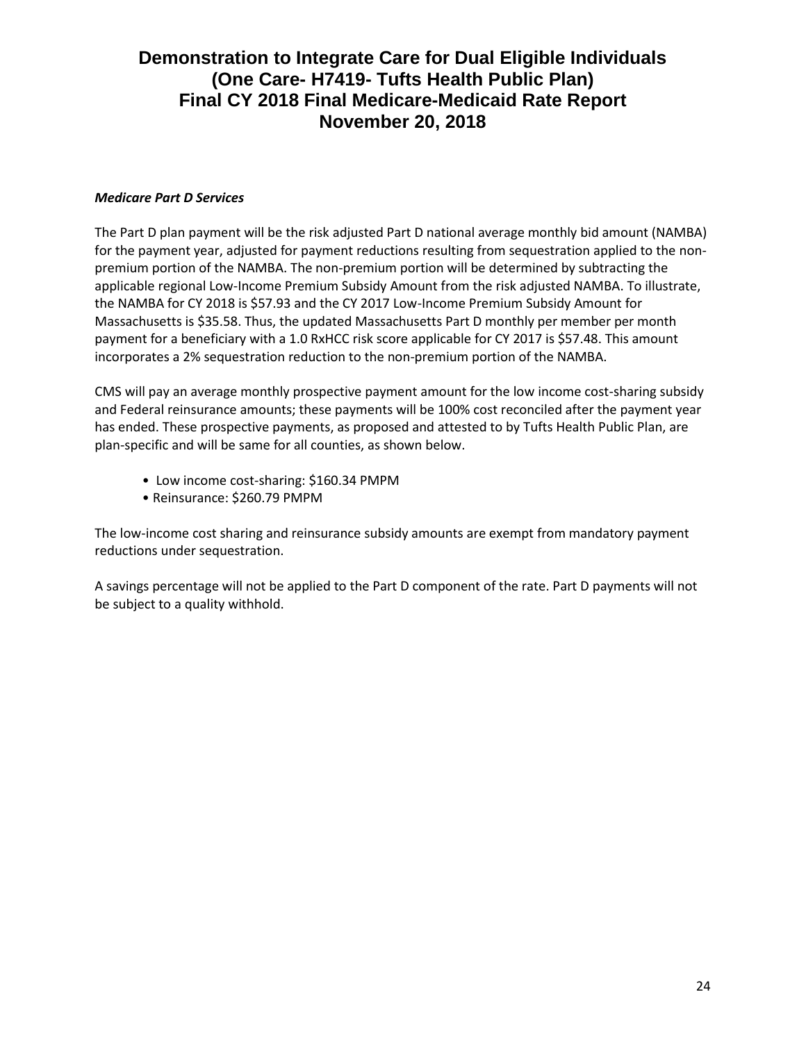*Medicare Part D Services*

The Part D plan payment will be the risk adjusted Part D national average monthly bid amount (NAMBA) for the payment year, adjusted for payment reductions resulting from sequestration applied to the non-premium portion of the NAMBA. The non-premium portion will be determined by subtracting the applicable regional Low-Income Premium Subsidy Amount from the risk adjusted NAMBA. To illustrate, the NAMBA for CY 2018 is $57.93 and the CY 2017 Low-Income Premium Subsidy Amount for Massachusetts is $35.58. Thus, the updated Massachusetts Part D monthly per member per month payment for a beneficiary with a 1.0 RxHCC risk score applicable for CY 2017 is $57.48. This amount incorporates a 2% sequestration reduction to the non-premium portion of the NAMBA.

CMS will pay an average monthly prospective payment amount for the low income cost-sharing subsidy and Federal reinsurance amounts; these payments will be 100% cost reconciled after the payment year has ended. These prospective payments, as proposed and attested to by Tufts Health Public Plan, are plan-specific and will be same for all counties, as shown below.

- Low income cost-sharing: $160.34 PMPM
- Reinsurance: $260.79 PMPM

The low-income cost sharing and reinsurance subsidy amounts are exempt from mandatory payment reductions under sequestration.

A savings percentage will not be applied to the Part D component of the rate. Part D payments will not be subject to a quality withhold.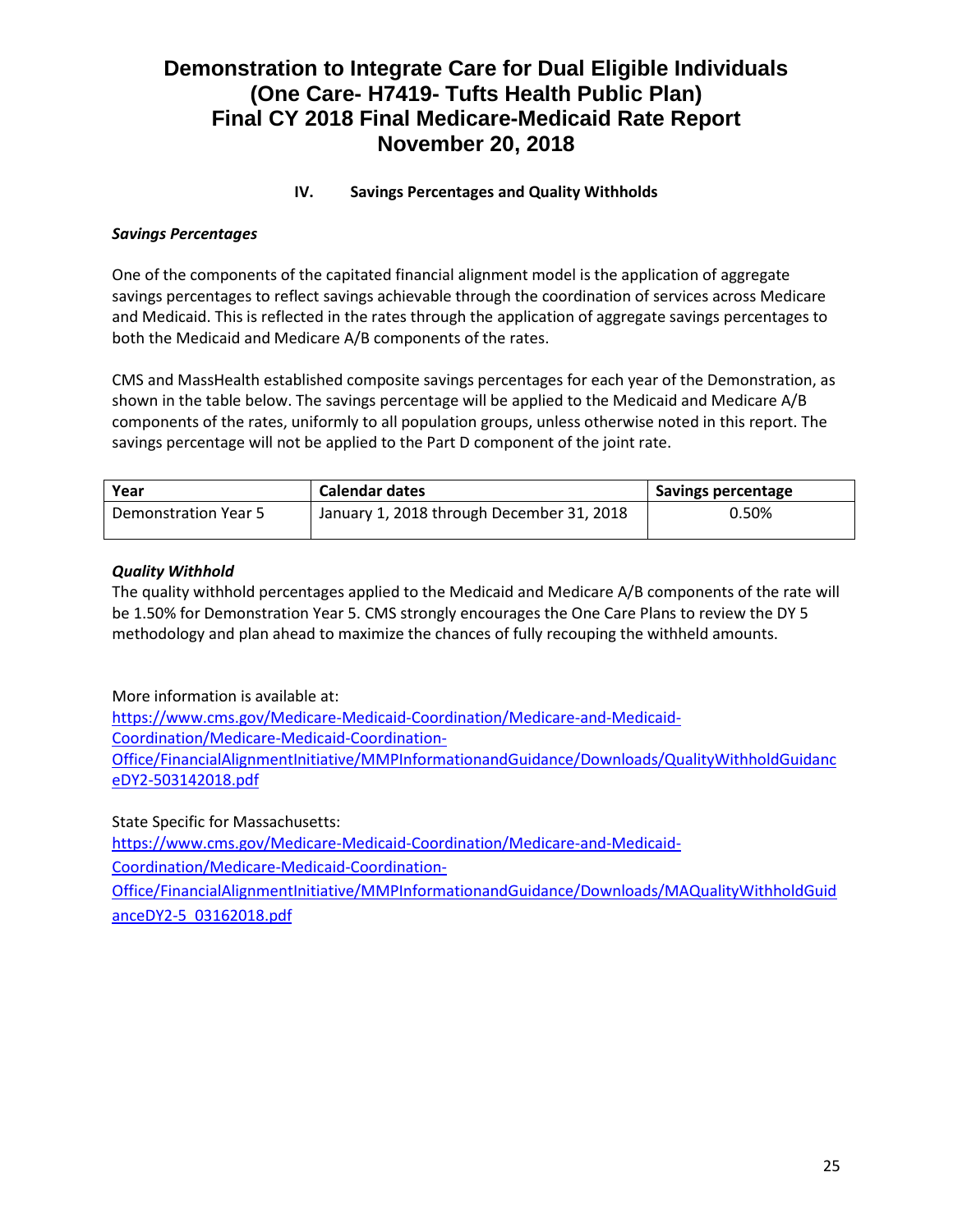### IV. Savings Percentages and Quality Withholds

***Savings Percentages***

One of the components of the capitated financial alignment model is the application of aggregate savings percentages to reflect savings achievable through the coordination of services across Medicare and Medicaid. This is reflected in the rates through the application of aggregate savings percentages to both the Medicaid and Medicare A/B components of the rates.

CMS and MassHealth established composite savings percentages for each year of the Demonstration, as shown in the table below. The savings percentage will be applied to the Medicaid and Medicare A/B components of the rates, uniformly to all population groups, unless otherwise noted in this report. The savings percentage will not be applied to the Part D component of the joint rate.

| Year | Calendar dates | Savings percentage |
|---|---|---|
| Demonstration Year 5 | January 1, 2018 through December 31, 2018 | 0.50% |

***Quality Withhold***

The quality withhold percentages applied to the Medicaid and Medicare A/B components of the rate will be 1.50% for Demonstration Year 5. CMS strongly encourages the One Care Plans to review the DY 5 methodology and plan ahead to maximize the chances of fully recouping the withheld amounts.

More information is available at:
https://www.cms.gov/Medicare-Medicaid-Coordination/Medicare-and-Medicaid-Coordination/Medicare-Medicaid-Coordination-Office/FinancialAlignmentInitiative/MMPInformationandGuidance/Downloads/QualityWithholdGuidanceDY2-503142018.pdf

State Specific for Massachusetts:
https://www.cms.gov/Medicare-Medicaid-Coordination/Medicare-and-Medicaid-Coordination/Medicare-Medicaid-Coordination-Office/FinancialAlignmentInitiative/MMPInformationandGuidance/Downloads/MAQualityWithholdGuidanceDY2-5_03162018.pdf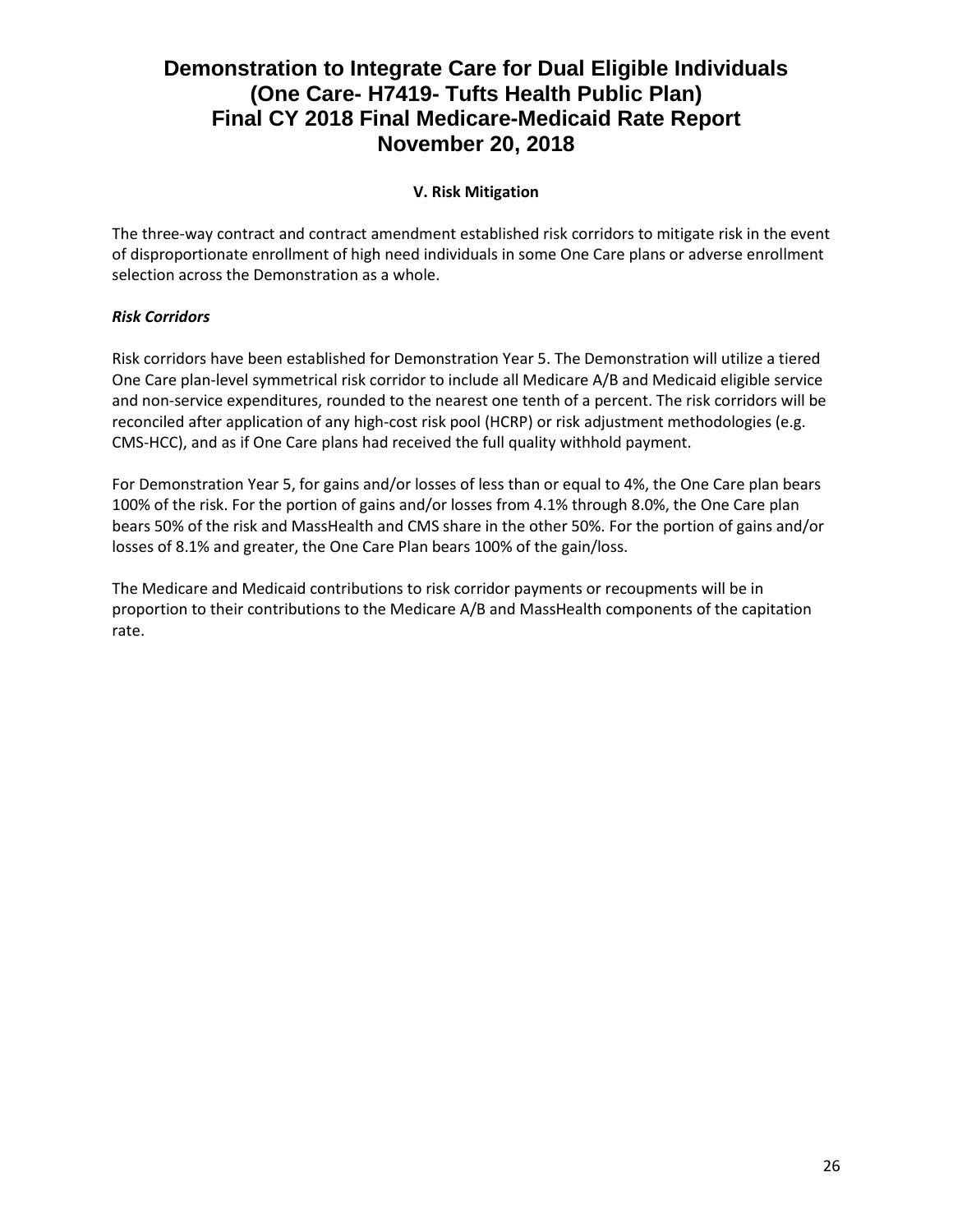## V. Risk Mitigation

The three-way contract and contract amendment established risk corridors to mitigate risk in the event of disproportionate enrollment of high need individuals in some One Care plans or adverse enrollment selection across the Demonstration as a whole.

### *Risk Corridors*

Risk corridors have been established for Demonstration Year 5. The Demonstration will utilize a tiered One Care plan-level symmetrical risk corridor to include all Medicare A/B and Medicaid eligible service and non-service expenditures, rounded to the nearest one tenth of a percent. The risk corridors will be reconciled after application of any high-cost risk pool (HCRP) or risk adjustment methodologies (e.g. CMS-HCC), and as if One Care plans had received the full quality withhold payment.

For Demonstration Year 5, for gains and/or losses of less than or equal to 4%, the One Care plan bears 100% of the risk. For the portion of gains and/or losses from 4.1% through 8.0%, the One Care plan bears 50% of the risk and MassHealth and CMS share in the other 50%. For the portion of gains and/or losses of 8.1% and greater, the One Care Plan bears 100% of the gain/loss.

The Medicare and Medicaid contributions to risk corridor payments or recoupments will be in proportion to their contributions to the Medicare A/B and MassHealth components of the capitation rate.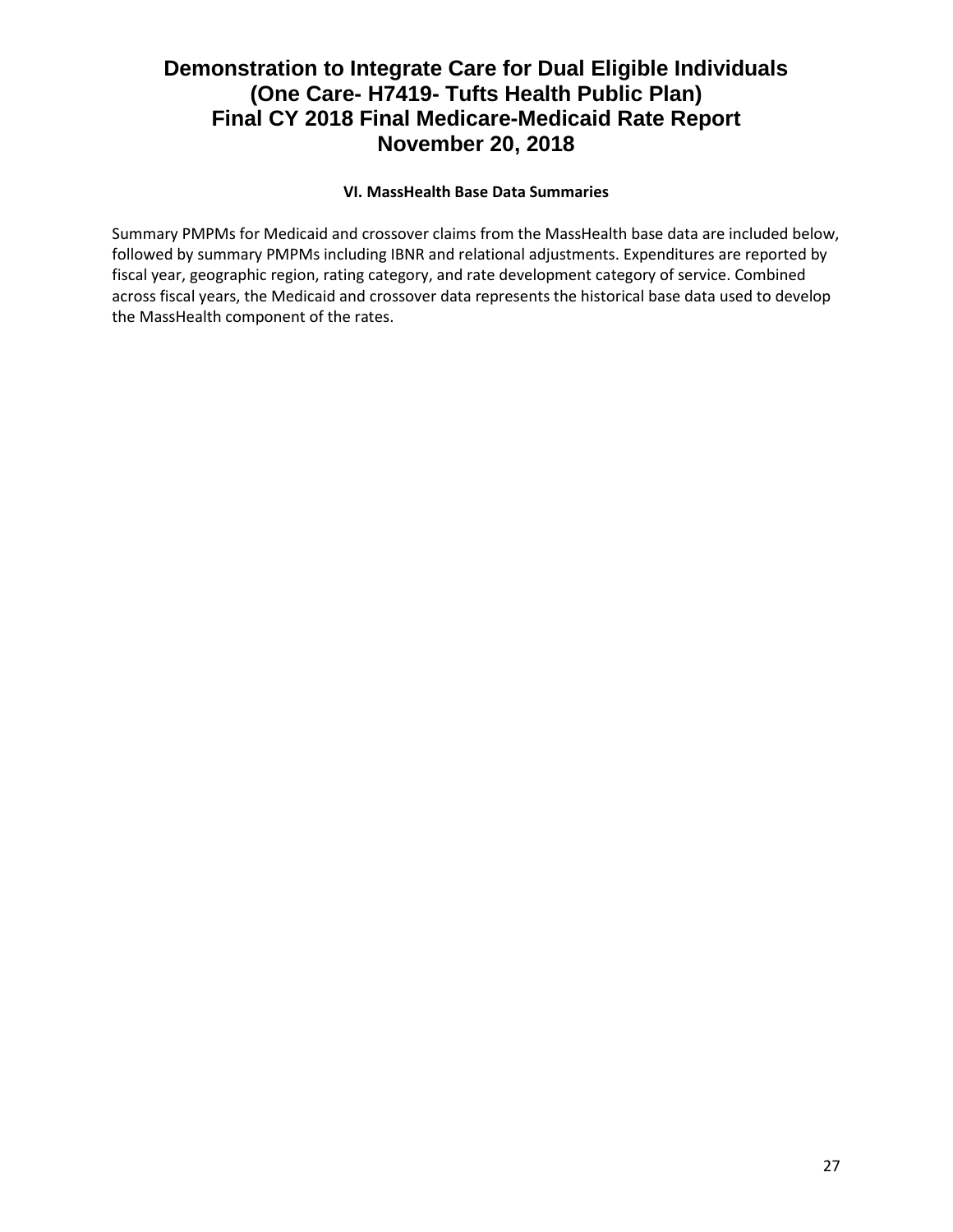### VI. MassHealth Base Data Summaries

Summary PMPMs for Medicaid and crossover claims from the MassHealth base data are included below, followed by summary PMPMs including IBNR and relational adjustments. Expenditures are reported by fiscal year, geographic region, rating category, and rate development category of service. Combined across fiscal years, the Medicaid and crossover data represents the historical base data used to develop the MassHealth component of the rates.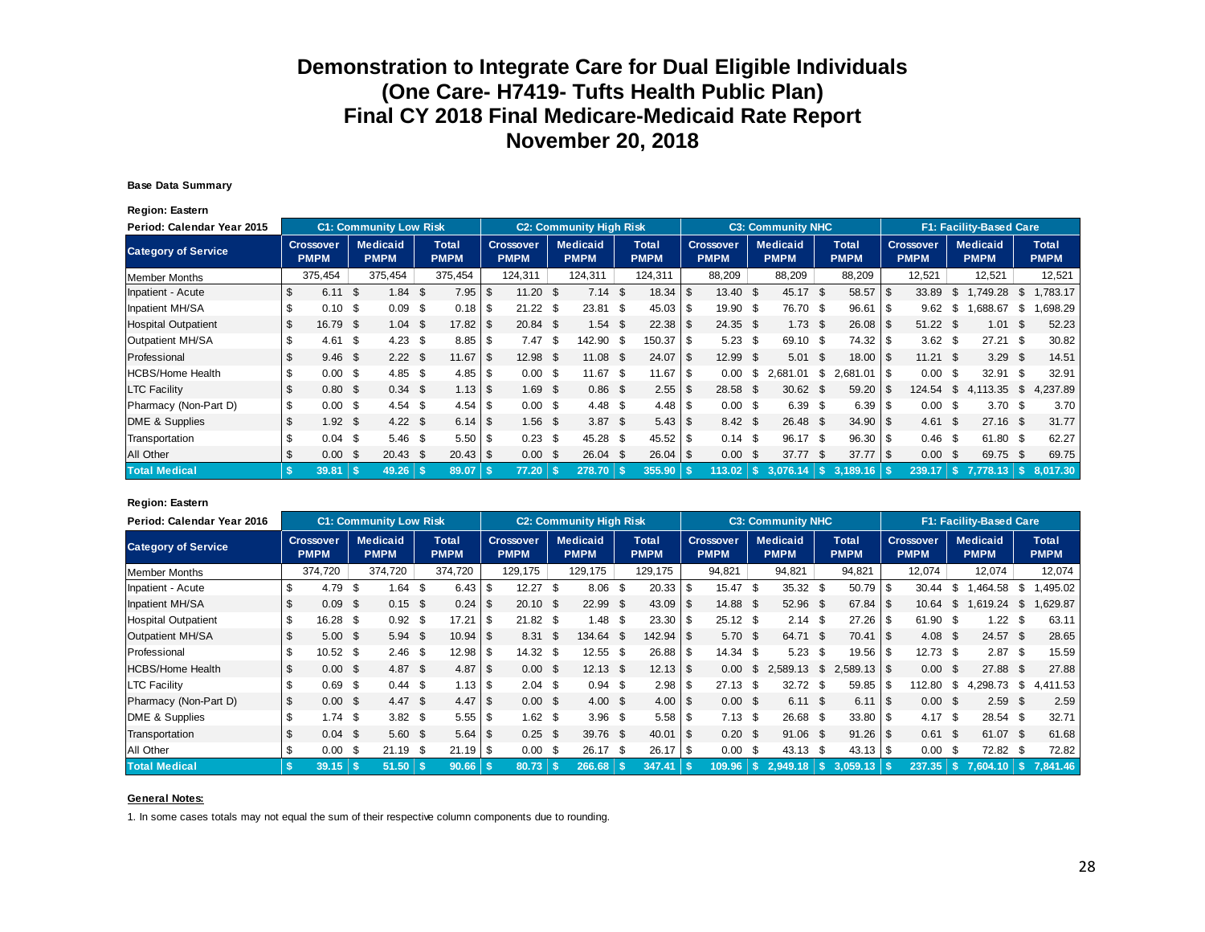# Demonstration to Integrate Care for Dual Eligible Individuals
# (One Care- H7419- Tufts Health Public Plan)
# Final CY 2018 Final Medicare-Medicaid Rate Report
# November 20, 2018

**Base Data Summary**

**Region: Eastern**

| Period: Calendar Year 2015 | C1: Community Low Risk | | | C2: Community High Risk | | | C3: Community NHC | | | F1: Facility-Based Care | | |
|---|---|---|---|---|---|---|---|---|---|---|---|---|
| **Category of Service** | **Crossover PMPM** | **Medicaid PMPM** | **Total PMPM** | **Crossover PMPM** | **Medicaid PMPM** | **Total PMPM** | **Crossover PMPM** | **Medicaid PMPM** | **Total PMPM** | **Crossover PMPM** | **Medicaid PMPM** | **Total PMPM** |
| Member Months | 375,454 | 375,454 | 375,454 | 124,311 | 124,311 | 124,311 | 88,209 | 88,209 | 88,209 | 12,521 | 12,521 | 12,521 |
| Inpatient - Acute | $ 6.11 | $ 1.84 | $ 7.95 | $ 11.20 | $ 7.14 | $ 18.34 | $ 13.40 | $ 45.17 | $ 58.57 | $ 33.89 | $ 1,749.28 | $ 1,783.17 |
| Inpatient MH/SA | $ 0.10 | $ 0.09 | $ 0.18 | $ 21.22 | $ 23.81 | $ 45.03 | $ 19.90 | $ 76.70 | $ 96.61 | $ 9.62 | $ 1,688.67 | $ 1,698.29 |
| Hospital Outpatient | $ 16.79 | $ 1.04 | $ 17.82 | $ 20.84 | $ 1.54 | $ 22.38 | $ 24.35 | $ 1.73 | $ 26.08 | $ 51.22 | $ 1.01 | $ 52.23 |
| Outpatient MH/SA | $ 4.61 | $ 4.23 | $ 8.85 | $ 7.47 | $ 142.90 | $ 150.37 | $ 5.23 | $ 69.10 | $ 74.32 | $ 3.62 | $ 27.21 | $ 30.82 |
| Professional | $ 9.46 | $ 2.22 | $ 11.67 | $ 12.98 | $ 11.08 | $ 24.07 | $ 12.99 | $ 5.01 | $ 18.00 | $ 11.21 | $ 3.29 | $ 14.51 |
| HCBS/Home Health | $ 0.00 | $ 4.85 | $ 4.85 | $ 0.00 | $ 11.67 | $ 11.67 | $ 0.00 | $ 2,681.01 | $ 2,681.01 | $ 0.00 | $ 32.91 | $ 32.91 |
| LTC Facility | $ 0.80 | $ 0.34 | $ 1.13 | $ 1.69 | $ 0.86 | $ 2.55 | $ 28.58 | $ 30.62 | $ 59.20 | $ 124.54 | $ 4,113.35 | $ 4,237.89 |
| Pharmacy (Non-Part D) | $ 0.00 | $ 4.54 | $ 4.54 | $ 0.00 | $ 4.48 | $ 4.48 | $ 0.00 | $ 6.39 | $ 6.39 | $ 0.00 | $ 3.70 | $ 3.70 |
| DME & Supplies | $ 1.92 | $ 4.22 | $ 6.14 | $ 1.56 | $ 3.87 | $ 5.43 | $ 8.42 | $ 26.48 | $ 34.90 | $ 4.61 | $ 27.16 | $ 31.77 |
| Transportation | $ 0.04 | $ 5.46 | $ 5.50 | $ 0.23 | $ 45.28 | $ 45.52 | $ 0.14 | $ 96.17 | $ 96.30 | $ 0.46 | $ 61.80 | $ 62.27 |
| All Other | $ 0.00 | $ 20.43 | $ 20.43 | $ 0.00 | $ 26.04 | $ 26.04 | $ 0.00 | $ 37.77 | $ 37.77 | $ 0.00 | $ 69.75 | $ 69.75 |
| **Total Medical** | **$ 39.81** | **$ 49.26** | **$ 89.07** | **$ 77.20** | **$ 278.70** | **$ 355.90** | **$ 113.02** | **$ 3,076.14** | **$ 3,189.16** | **$ 239.17** | **$ 7,778.13** | **$ 8,017.30** |

**Region: Eastern**

| Period: Calendar Year 2016 | C1: Community Low Risk | | | C2: Community High Risk | | | C3: Community NHC | | | F1: Facility-Based Care | | |
|---|---|---|---|---|---|---|---|---|---|---|---|---|
| **Category of Service** | **Crossover PMPM** | **Medicaid PMPM** | **Total PMPM** | **Crossover PMPM** | **Medicaid PMPM** | **Total PMPM** | **Crossover PMPM** | **Medicaid PMPM** | **Total PMPM** | **Crossover PMPM** | **Medicaid PMPM** | **Total PMPM** |
| Member Months | 374,720 | 374,720 | 374,720 | 129,175 | 129,175 | 129,175 | 94,821 | 94,821 | 94,821 | 12,074 | 12,074 | 12,074 |
| Inpatient - Acute | $ 4.79 | $ 1.64 | $ 6.43 | $ 12.27 | $ 8.06 | $ 20.33 | $ 15.47 | $ 35.32 | $ 50.79 | $ 30.44 | $ 1,464.58 | $ 1,495.02 |
| Inpatient MH/SA | $ 0.09 | $ 0.15 | $ 0.24 | $ 20.10 | $ 22.99 | $ 43.09 | $ 14.88 | $ 52.96 | $ 67.84 | $ 10.64 | $ 1,619.24 | $ 1,629.87 |
| Hospital Outpatient | $ 16.28 | $ 0.92 | $ 17.21 | $ 21.82 | $ 1.48 | $ 23.30 | $ 25.12 | $ 2.14 | $ 27.26 | $ 61.90 | $ 1.22 | $ 63.11 |
| Outpatient MH/SA | $ 5.00 | $ 5.94 | $ 10.94 | $ 8.31 | $ 134.64 | $ 142.94 | $ 5.70 | $ 64.71 | $ 70.41 | $ 4.08 | $ 24.57 | $ 28.65 |
| Professional | $ 10.52 | $ 2.46 | $ 12.98 | $ 14.32 | $ 12.55 | $ 26.88 | $ 14.34 | $ 5.23 | $ 19.56 | $ 12.73 | $ 2.87 | $ 15.59 |
| HCBS/Home Health | $ 0.00 | $ 4.87 | $ 4.87 | $ 0.00 | $ 12.13 | $ 12.13 | $ 0.00 | $ 2,589.13 | $ 2,589.13 | $ 0.00 | $ 27.88 | $ 27.88 |
| LTC Facility | $ 0.69 | $ 0.44 | $ 1.13 | $ 2.04 | $ 0.94 | $ 2.98 | $ 27.13 | $ 32.72 | $ 59.85 | $ 112.80 | $ 4,298.73 | $ 4,411.53 |
| Pharmacy (Non-Part D) | $ 0.00 | $ 4.47 | $ 4.47 | $ 0.00 | $ 4.00 | $ 4.00 | $ 0.00 | $ 6.11 | $ 6.11 | $ 0.00 | $ 2.59 | $ 2.59 |
| DME & Supplies | $ 1.74 | $ 3.82 | $ 5.55 | $ 1.62 | $ 3.96 | $ 5.58 | $ 7.13 | $ 26.68 | $ 33.80 | $ 4.17 | $ 28.54 | $ 32.71 |
| Transportation | $ 0.04 | $ 5.60 | $ 5.64 | $ 0.25 | $ 39.76 | $ 40.01 | $ 0.20 | $ 91.06 | $ 91.26 | $ 0.61 | $ 61.07 | $ 61.68 |
| All Other | $ 0.00 | $ 21.19 | $ 21.19 | $ 0.00 | $ 26.17 | $ 26.17 | $ 0.00 | $ 43.13 | $ 43.13 | $ 0.00 | $ 72.82 | $ 72.82 |
| **Total Medical** | **$ 39.15** | **$ 51.50** | **$ 90.66** | **$ 80.73** | **$ 266.68** | **$ 347.41** | **$ 109.96** | **$ 2,949.18** | **$ 3,059.13** | **$ 237.35** | **$ 7,604.10** | **$ 7,841.46** |

**General Notes:**

1. In some cases totals may not equal the sum of their respective column components due to rounding.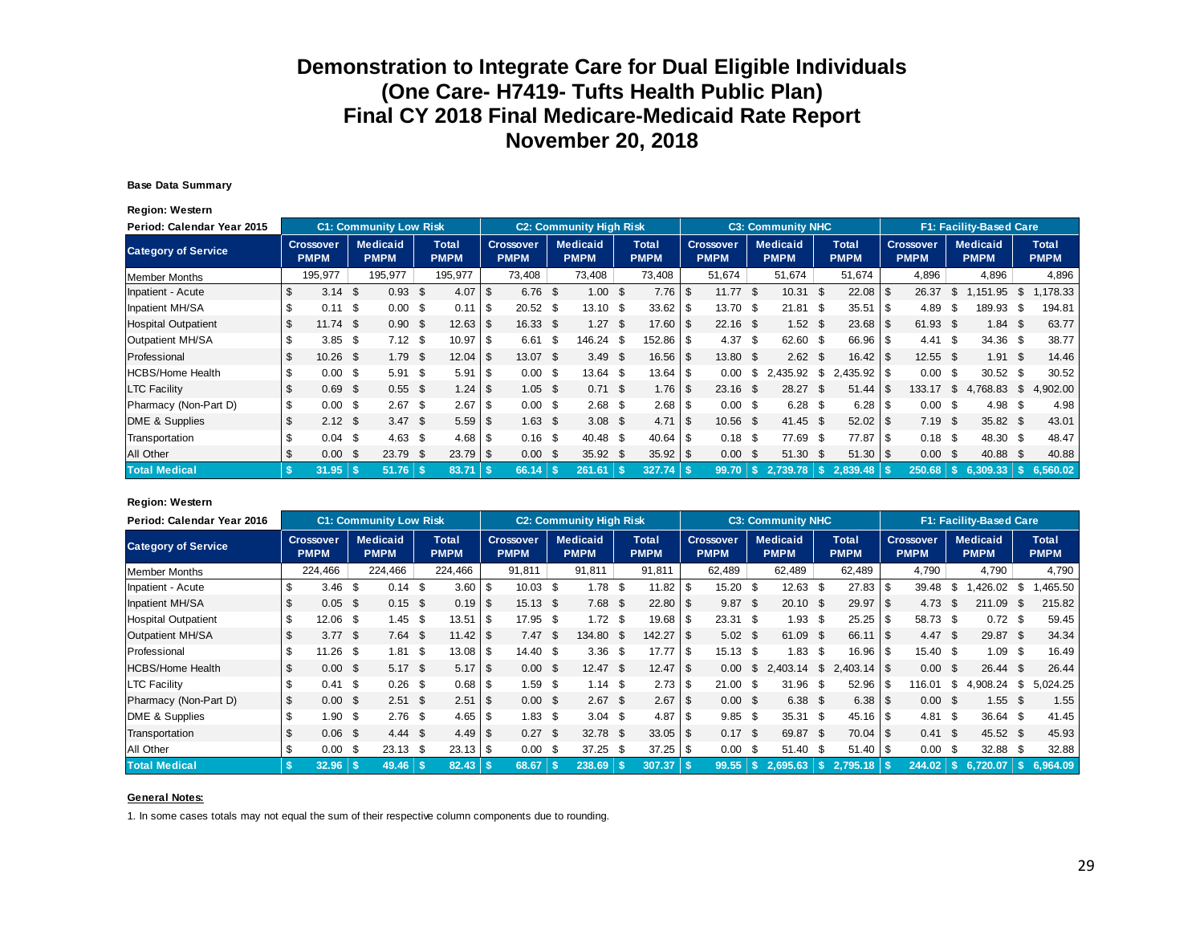# Demonstration to Integrate Care for Dual Eligible Individuals
# (One Care- H7419- Tufts Health Public Plan)
# Final CY 2018 Final Medicare-Medicaid Rate Report
# November 20, 2018

**Base Data Summary**

**Region: Western**

| Period: Calendar Year 2015 | C1: Community Low Risk | | | C2: Community High Risk | | | C3: Community NHC | | | F1: Facility-Based Care | | |
|---|---|---|---|---|---|---|---|---|---|---|---|---|
| **Category of Service** | **Crossover PMPM** | **Medicaid PMPM** | **Total PMPM** | **Crossover PMPM** | **Medicaid PMPM** | **Total PMPM** | **Crossover PMPM** | **Medicaid PMPM** | **Total PMPM** | **Crossover PMPM** | **Medicaid PMPM** | **Total PMPM** |
| Member Months | 195,977 | 195,977 | 195,977 | 73,408 | 73,408 | 73,408 | 51,674 | 51,674 | 51,674 | 4,896 | 4,896 | 4,896 |
| Inpatient - Acute | $ 3.14 | $ 0.93 | $ 4.07 | $ 6.76 | $ 1.00 | $ 7.76 | $ 11.77 | $ 10.31 | $ 22.08 | $ 26.37 | $ 1,151.95 | $ 1,178.33 |
| Inpatient MH/SA | $ 0.11 | $ 0.00 | $ 0.11 | $ 20.52 | $ 13.10 | $ 33.62 | $ 13.70 | $ 21.81 | $ 35.51 | $ 4.89 | $ 189.93 | $ 194.81 |
| Hospital Outpatient | $ 11.74 | $ 0.90 | $ 12.63 | $ 16.33 | $ 1.27 | $ 17.60 | $ 22.16 | $ 1.52 | $ 23.68 | $ 61.93 | $ 1.84 | $ 63.77 |
| Outpatient MH/SA | $ 3.85 | $ 7.12 | $ 10.97 | $ 6.61 | $ 146.24 | $ 152.86 | $ 4.37 | $ 62.60 | $ 66.96 | $ 4.41 | $ 34.36 | $ 38.77 |
| Professional | $ 10.26 | $ 1.79 | $ 12.04 | $ 13.07 | $ 3.49 | $ 16.56 | $ 13.80 | $ 2.62 | $ 16.42 | $ 12.55 | $ 1.91 | $ 14.46 |
| HCBS/Home Health | $ 0.00 | $ 5.91 | $ 5.91 | $ 0.00 | $ 13.64 | $ 13.64 | $ 0.00 | $ 2,435.92 | $ 2,435.92 | $ 0.00 | $ 30.52 | $ 30.52 |
| LTC Facility | $ 0.69 | $ 0.55 | $ 1.24 | $ 1.05 | $ 0.71 | $ 1.76 | $ 23.16 | $ 28.27 | $ 51.44 | $ 133.17 | $ 4,768.83 | $ 4,902.00 |
| Pharmacy (Non-Part D) | $ 0.00 | $ 2.67 | $ 2.67 | $ 0.00 | $ 2.68 | $ 2.68 | $ 0.00 | $ 6.28 | $ 6.28 | $ 0.00 | $ 4.98 | $ 4.98 |
| DME & Supplies | $ 2.12 | $ 3.47 | $ 5.59 | $ 1.63 | $ 3.08 | $ 4.71 | $ 10.56 | $ 41.45 | $ 52.02 | $ 7.19 | $ 35.82 | $ 43.01 |
| Transportation | $ 0.04 | $ 4.63 | $ 4.68 | $ 0.16 | $ 40.48 | $ 40.64 | $ 0.18 | $ 77.69 | $ 77.87 | $ 0.18 | $ 48.30 | $ 48.47 |
| All Other | $ 0.00 | $ 23.79 | $ 23.79 | $ 0.00 | $ 35.92 | $ 35.92 | $ 0.00 | $ 51.30 | $ 51.30 | $ 0.00 | $ 40.88 | $ 40.88 |
| **Total Medical** | **$ 31.95** | **$ 51.76** | **$ 83.71** | **$ 66.14** | **$ 261.61** | **$ 327.74** | **$ 99.70** | **$ 2,739.78** | **$ 2,839.48** | **$ 250.68** | **$ 6,309.33** | **$ 6,560.02** |

**Region: Western**

| Period: Calendar Year 2016 | C1: Community Low Risk | | | C2: Community High Risk | | | C3: Community NHC | | | F1: Facility-Based Care | | |
|---|---|---|---|---|---|---|---|---|---|---|---|---|
| **Category of Service** | **Crossover PMPM** | **Medicaid PMPM** | **Total PMPM** | **Crossover PMPM** | **Medicaid PMPM** | **Total PMPM** | **Crossover PMPM** | **Medicaid PMPM** | **Total PMPM** | **Crossover PMPM** | **Medicaid PMPM** | **Total PMPM** |
| Member Months | 224,466 | 224,466 | 224,466 | 91,811 | 91,811 | 91,811 | 62,489 | 62,489 | 62,489 | 4,790 | 4,790 | 4,790 |
| Inpatient - Acute | $ 3.46 | $ 0.14 | $ 3.60 | $ 10.03 | $ 1.78 | $ 11.82 | $ 15.20 | $ 12.63 | $ 27.83 | $ 39.48 | $ 1,426.02 | $ 1,465.50 |
| Inpatient MH/SA | $ 0.05 | $ 0.15 | $ 0.19 | $ 15.13 | $ 7.68 | $ 22.80 | $ 9.87 | $ 20.10 | $ 29.97 | $ 4.73 | $ 211.09 | $ 215.82 |
| Hospital Outpatient | $ 12.06 | $ 1.45 | $ 13.51 | $ 17.95 | $ 1.72 | $ 19.68 | $ 23.31 | $ 1.93 | $ 25.25 | $ 58.73 | $ 0.72 | $ 59.45 |
| Outpatient MH/SA | $ 3.77 | $ 7.64 | $ 11.42 | $ 7.47 | $ 134.80 | $ 142.27 | $ 5.02 | $ 61.09 | $ 66.11 | $ 4.47 | $ 29.87 | $ 34.34 |
| Professional | $ 11.26 | $ 1.81 | $ 13.08 | $ 14.40 | $ 3.36 | $ 17.77 | $ 15.13 | $ 1.83 | $ 16.96 | $ 15.40 | $ 1.09 | $ 16.49 |
| HCBS/Home Health | $ 0.00 | $ 5.17 | $ 5.17 | $ 0.00 | $ 12.47 | $ 12.47 | $ 0.00 | $ 2,403.14 | $ 2,403.14 | $ 0.00 | $ 26.44 | $ 26.44 |
| LTC Facility | $ 0.41 | $ 0.26 | $ 0.68 | $ 1.59 | $ 1.14 | $ 2.73 | $ 21.00 | $ 31.96 | $ 52.96 | $ 116.01 | $ 4,908.24 | $ 5,024.25 |
| Pharmacy (Non-Part D) | $ 0.00 | $ 2.51 | $ 2.51 | $ 0.00 | $ 2.67 | $ 2.67 | $ 0.00 | $ 6.38 | $ 6.38 | $ 0.00 | $ 1.55 | $ 1.55 |
| DME & Supplies | $ 1.90 | $ 2.76 | $ 4.65 | $ 1.83 | $ 3.04 | $ 4.87 | $ 9.85 | $ 35.31 | $ 45.16 | $ 4.81 | $ 36.64 | $ 41.45 |
| Transportation | $ 0.06 | $ 4.44 | $ 4.49 | $ 0.27 | $ 32.78 | $ 33.05 | $ 0.17 | $ 69.87 | $ 70.04 | $ 0.41 | $ 45.52 | $ 45.93 |
| All Other | $ 0.00 | $ 23.13 | $ 23.13 | $ 0.00 | $ 37.25 | $ 37.25 | $ 0.00 | $ 51.40 | $ 51.40 | $ 0.00 | $ 32.88 | $ 32.88 |
| **Total Medical** | **$ 32.96** | **$ 49.46** | **$ 82.43** | **$ 68.67** | **$ 238.69** | **$ 307.37** | **$ 99.55** | **$ 2,695.63** | **$ 2,795.18** | **$ 244.02** | **$ 6,720.07** | **$ 6,964.09** |

**General Notes:**

1. In some cases totals may not equal the sum of their respective column components due to rounding.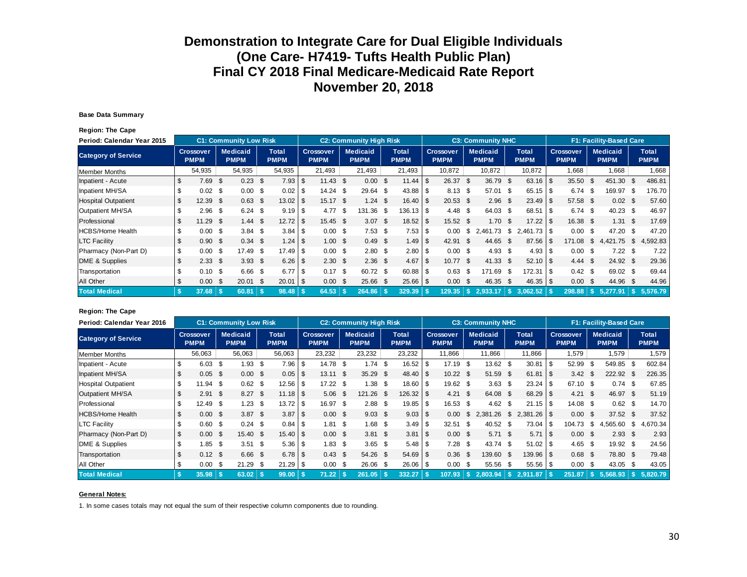# Demonstration to Integrate Care for Dual Eligible Individuals
# (One Care- H7419- Tufts Health Public Plan)
# Final CY 2018 Final Medicare-Medicaid Rate Report
# November 20, 2018

**Base Data Summary**

**Region: The Cape**

| Period: Calendar Year 2015 | C1: Community Low Risk | | | C2: Community High Risk | | | C3: Community NHC | | | F1: Facility-Based Care | | |
|---|---|---|---|---|---|---|---|---|---|---|---|---|
| Category of Service | Crossover PMPM | Medicaid PMPM | Total PMPM | Crossover PMPM | Medicaid PMPM | Total PMPM | Crossover PMPM | Medicaid PMPM | Total PMPM | Crossover PMPM | Medicaid PMPM | Total PMPM |
| Member Months | 54,935 | 54,935 | 54,935 | 21,493 | 21,493 | 21,493 | 10,872 | 10,872 | 10,872 | 1,668 | 1,668 | 1,668 |
| Inpatient - Acute | $ 7.69 | $ 0.23 | $ 7.93 | $ 11.43 | $ 0.00 | $ 11.44 | $ 26.37 | $ 36.79 | $ 63.16 | $ 35.50 | $ 451.30 | $ 486.81 |
| Inpatient MH/SA | $ 0.02 | $ 0.00 | $ 0.02 | $ 14.24 | $ 29.64 | $ 43.88 | $ 8.13 | $ 57.01 | $ 65.15 | $ 6.74 | $ 169.97 | $ 176.70 |
| Hospital Outpatient | $ 12.39 | $ 0.63 | $ 13.02 | $ 15.17 | $ 1.24 | $ 16.40 | $ 20.53 | $ 2.96 | $ 23.49 | $ 57.58 | $ 0.02 | $ 57.60 |
| Outpatient MH/SA | $ 2.96 | $ 6.24 | $ 9.19 | $ 4.77 | $ 131.36 | $ 136.13 | $ 4.48 | $ 64.03 | $ 68.51 | $ 6.74 | $ 40.23 | $ 46.97 |
| Professional | $ 11.29 | $ 1.44 | $ 12.72 | $ 15.45 | $ 3.07 | $ 18.52 | $ 15.52 | $ 1.70 | $ 17.22 | $ 16.38 | $ 1.31 | $ 17.69 |
| HCBS/Home Health | $ 0.00 | $ 3.84 | $ 3.84 | $ 0.00 | $ 7.53 | $ 7.53 | $ 0.00 | $ 2,461.73 | $ 2,461.73 | $ 0.00 | $ 47.20 | $ 47.20 |
| LTC Facility | $ 0.90 | $ 0.34 | $ 1.24 | $ 1.00 | $ 0.49 | $ 1.49 | $ 42.91 | $ 44.65 | $ 87.56 | $ 171.08 | $ 4,421.75 | $ 4,592.83 |
| Pharmacy (Non-Part D) | $ 0.00 | $ 17.49 | $ 17.49 | $ 0.00 | $ 2.80 | $ 2.80 | $ 0.00 | $ 4.93 | $ 4.93 | $ 0.00 | $ 7.22 | $ 7.22 |
| DME & Supplies | $ 2.33 | $ 3.93 | $ 6.26 | $ 2.30 | $ 2.36 | $ 4.67 | $ 10.77 | $ 41.33 | $ 52.10 | $ 4.44 | $ 24.92 | $ 29.36 |
| Transportation | $ 0.10 | $ 6.66 | $ 6.77 | $ 0.17 | $ 60.72 | $ 60.88 | $ 0.63 | $ 171.69 | $ 172.31 | $ 0.42 | $ 69.02 | $ 69.44 |
| All Other | $ 0.00 | $ 20.01 | $ 20.01 | $ 0.00 | $ 25.66 | $ 25.66 | $ 0.00 | $ 46.35 | $ 46.35 | $ 0.00 | $ 44.96 | $ 44.96 |
| **Total Medical** | **$ 37.68** | **$ 60.81** | **$ 98.48** | **$ 64.53** | **$ 264.86** | **$ 329.39** | **$ 129.35** | **$ 2,933.17** | **$ 3,062.52** | **$ 298.88** | **$ 5,277.91** | **$ 5,576.79** |

**Region: The Cape**

| Period: Calendar Year 2016 | C1: Community Low Risk | | | C2: Community High Risk | | | C3: Community NHC | | | F1: Facility-Based Care | | |
|---|---|---|---|---|---|---|---|---|---|---|---|---|
| Category of Service | Crossover PMPM | Medicaid PMPM | Total PMPM | Crossover PMPM | Medicaid PMPM | Total PMPM | Crossover PMPM | Medicaid PMPM | Total PMPM | Crossover PMPM | Medicaid PMPM | Total PMPM |
| Member Months | 56,063 | 56,063 | 56,063 | 23,232 | 23,232 | 23,232 | 11,866 | 11,866 | 11,866 | 1,579 | 1,579 | 1,579 |
| Inpatient - Acute | $ 6.03 | $ 1.93 | $ 7.96 | $ 14.78 | $ 1.74 | $ 16.52 | $ 17.19 | $ 13.62 | $ 30.81 | $ 52.99 | $ 549.85 | $ 602.84 |
| Inpatient MH/SA | $ 0.05 | $ 0.00 | $ 0.05 | $ 13.11 | $ 35.29 | $ 48.40 | $ 10.22 | $ 51.59 | $ 61.81 | $ 3.42 | $ 222.92 | $ 226.35 |
| Hospital Outpatient | $ 11.94 | $ 0.62 | $ 12.56 | $ 17.22 | $ 1.38 | $ 18.60 | $ 19.62 | $ 3.63 | $ 23.24 | $ 67.10 | $ 0.74 | $ 67.85 |
| Outpatient MH/SA | $ 2.91 | $ 8.27 | $ 11.18 | $ 5.06 | $ 121.26 | $ 126.32 | $ 4.21 | $ 64.08 | $ 68.29 | $ 4.21 | $ 46.97 | $ 51.19 |
| Professional | $ 12.49 | $ 1.23 | $ 13.72 | $ 16.97 | $ 2.88 | $ 19.85 | $ 16.53 | $ 4.62 | $ 21.15 | $ 14.08 | $ 0.62 | $ 14.70 |
| HCBS/Home Health | $ 0.00 | $ 3.87 | $ 3.87 | $ 0.00 | $ 9.03 | $ 9.03 | $ 0.00 | $ 2,381.26 | $ 2,381.26 | $ 0.00 | $ 37.52 | $ 37.52 |
| LTC Facility | $ 0.60 | $ 0.24 | $ 0.84 | $ 1.81 | $ 1.68 | $ 3.49 | $ 32.51 | $ 40.52 | $ 73.04 | $ 104.73 | $ 4,565.60 | $ 4,670.34 |
| Pharmacy (Non-Part D) | $ 0.00 | $ 15.40 | $ 15.40 | $ 0.00 | $ 3.81 | $ 3.81 | $ 0.00 | $ 5.71 | $ 5.71 | $ 0.00 | $ 2.93 | $ 2.93 |
| DME & Supplies | $ 1.85 | $ 3.51 | $ 5.36 | $ 1.83 | $ 3.65 | $ 5.48 | $ 7.28 | $ 43.74 | $ 51.02 | $ 4.65 | $ 19.92 | $ 24.56 |
| Transportation | $ 0.12 | $ 6.66 | $ 6.78 | $ 0.43 | $ 54.26 | $ 54.69 | $ 0.36 | $ 139.60 | $ 139.96 | $ 0.68 | $ 78.80 | $ 79.48 |
| All Other | $ 0.00 | $ 21.29 | $ 21.29 | $ 0.00 | $ 26.06 | $ 26.06 | $ 0.00 | $ 55.56 | $ 55.56 | $ 0.00 | $ 43.05 | $ 43.05 |
| **Total Medical** | **$ 35.98** | **$ 63.02** | **$ 99.00** | **$ 71.22** | **$ 261.05** | **$ 332.27** | **$ 107.93** | **$ 2,803.94** | **$ 2,911.87** | **$ 251.87** | **$ 5,568.93** | **$ 5,820.79** |

**General Notes:**

1. In some cases totals may not equal the sum of their respective column components due to rounding.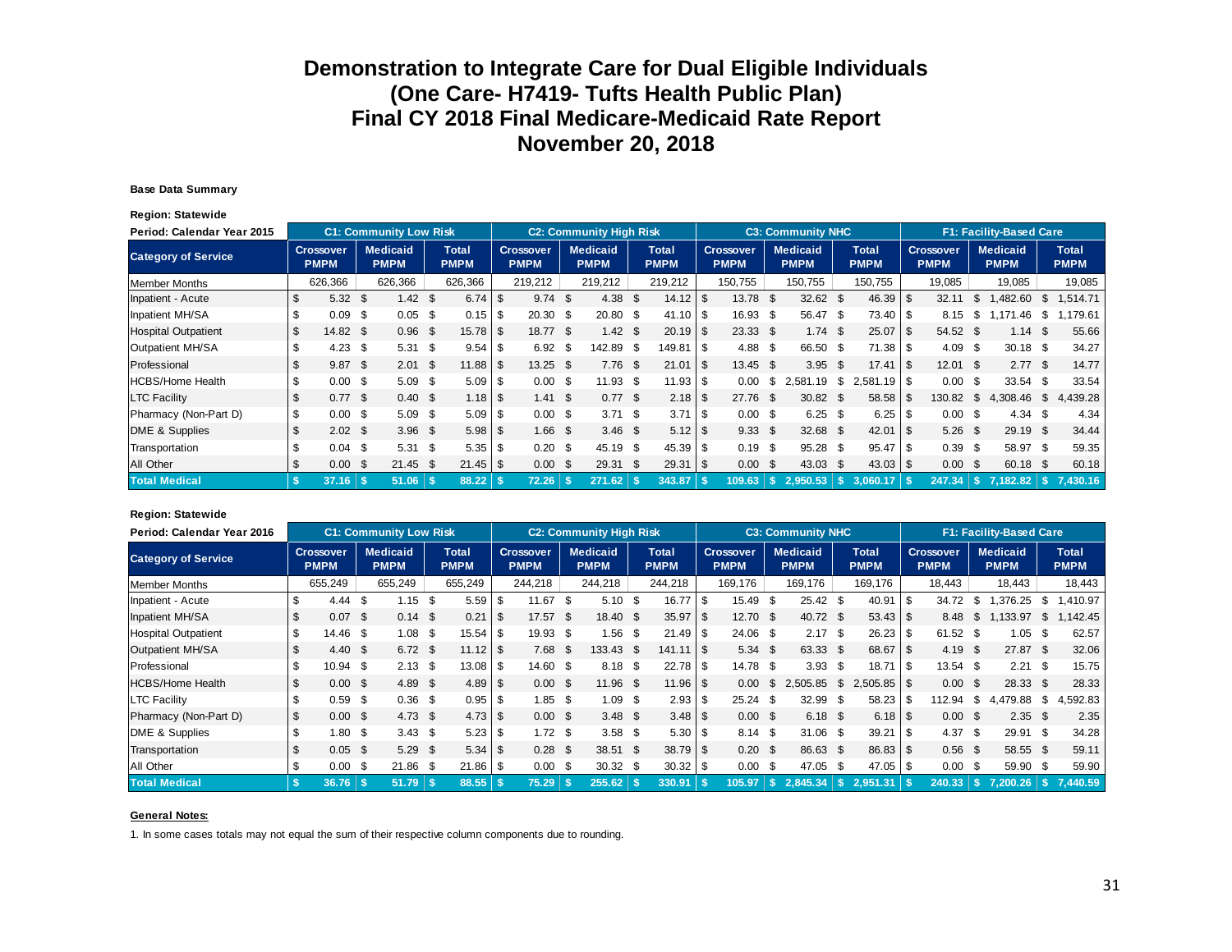# Demonstration to Integrate Care for Dual Eligible Individuals
# (One Care- H7419- Tufts Health Public Plan)
# Final CY 2018 Final Medicare-Medicaid Rate Report
# November 20, 2018

**Base Data Summary**

**Region: Statewide**

| Period: Calendar Year 2015 | C1: Community Low Risk | | | C2: Community High Risk | | | C3: Community NHC | | | F1: Facility-Based Care | | |
|---|---|---|---|---|---|---|---|---|---|---|---|---|
| **Category of Service** | **Crossover PMPM** | **Medicaid PMPM** | **Total PMPM** | **Crossover PMPM** | **Medicaid PMPM** | **Total PMPM** | **Crossover PMPM** | **Medicaid PMPM** | **Total PMPM** | **Crossover PMPM** | **Medicaid PMPM** | **Total PMPM** |
| Member Months | 626,366 | 626,366 | 626,366 | 219,212 | 219,212 | 219,212 | 150,755 | 150,755 | 150,755 | 19,085 | 19,085 | 19,085 |
| Inpatient - Acute | $ 5.32 | $ 1.42 | $ 6.74 | $ 9.74 | $ 4.38 | $ 14.12 | $ 13.78 | $ 32.62 | $ 46.39 | $ 32.11 | $ 1,482.60 | $ 1,514.71 |
| Inpatient MH/SA | $ 0.09 | $ 0.05 | $ 0.15 | $ 20.30 | $ 20.80 | $ 41.10 | $ 16.93 | $ 56.47 | $ 73.40 | $ 8.15 | $ 1,171.46 | $ 1,179.61 |
| Hospital Outpatient | $ 14.82 | $ 0.96 | $ 15.78 | $ 18.77 | $ 1.42 | $ 20.19 | $ 23.33 | $ 1.74 | $ 25.07 | $ 54.52 | $ 1.14 | $ 55.66 |
| Outpatient MH/SA | $ 4.23 | $ 5.31 | $ 9.54 | $ 6.92 | $ 142.89 | $ 149.81 | $ 4.88 | $ 66.50 | $ 71.38 | $ 4.09 | $ 30.18 | $ 34.27 |
| Professional | $ 9.87 | $ 2.01 | $ 11.88 | $ 13.25 | $ 7.76 | $ 21.01 | $ 13.45 | $ 3.95 | $ 17.41 | $ 12.01 | $ 2.77 | $ 14.77 |
| HCBS/Home Health | $ 0.00 | $ 5.09 | $ 5.09 | $ 0.00 | $ 11.93 | $ 11.93 | $ 0.00 | $ 2,581.19 | $ 2,581.19 | $ 0.00 | $ 33.54 | $ 33.54 |
| LTC Facility | $ 0.77 | $ 0.40 | $ 1.18 | $ 1.41 | $ 0.77 | $ 2.18 | $ 27.76 | $ 30.82 | $ 58.58 | $ 130.82 | $ 4,308.46 | $ 4,439.28 |
| Pharmacy (Non-Part D) | $ 0.00 | $ 5.09 | $ 5.09 | $ 0.00 | $ 3.71 | $ 3.71 | $ 0.00 | $ 6.25 | $ 6.25 | $ 0.00 | $ 4.34 | $ 4.34 |
| DME & Supplies | $ 2.02 | $ 3.96 | $ 5.98 | $ 1.66 | $ 3.46 | $ 5.12 | $ 9.33 | $ 32.68 | $ 42.01 | $ 5.26 | $ 29.19 | $ 34.44 |
| Transportation | $ 0.04 | $ 5.31 | $ 5.35 | $ 0.20 | $ 45.19 | $ 45.39 | $ 0.19 | $ 95.28 | $ 95.47 | $ 0.39 | $ 58.97 | $ 59.35 |
| All Other | $ 0.00 | $ 21.45 | $ 21.45 | $ 0.00 | $ 29.31 | $ 29.31 | $ 0.00 | $ 43.03 | $ 43.03 | $ 0.00 | $ 60.18 | $ 60.18 |
| **Total Medical** | **$ 37.16** | **$ 51.06** | **$ 88.22** | **$ 72.26** | **$ 271.62** | **$ 343.87** | **$ 109.63** | **$ 2,950.53** | **$ 3,060.17** | **$ 247.34** | **$ 7,182.82** | **$ 7,430.16** |

**Region: Statewide**

| Period: Calendar Year 2016 | C1: Community Low Risk | | | C2: Community High Risk | | | C3: Community NHC | | | F1: Facility-Based Care | | |
|---|---|---|---|---|---|---|---|---|---|---|---|---|
| **Category of Service** | **Crossover PMPM** | **Medicaid PMPM** | **Total PMPM** | **Crossover PMPM** | **Medicaid PMPM** | **Total PMPM** | **Crossover PMPM** | **Medicaid PMPM** | **Total PMPM** | **Crossover PMPM** | **Medicaid PMPM** | **Total PMPM** |
| Member Months | 655,249 | 655,249 | 655,249 | 244,218 | 244,218 | 244,218 | 169,176 | 169,176 | 169,176 | 18,443 | 18,443 | 18,443 |
| Inpatient - Acute | $ 4.44 | $ 1.15 | $ 5.59 | $ 11.67 | $ 5.10 | $ 16.77 | $ 15.49 | $ 25.42 | $ 40.91 | $ 34.72 | $ 1,376.25 | $ 1,410.97 |
| Inpatient MH/SA | $ 0.07 | $ 0.14 | $ 0.21 | $ 17.57 | $ 18.40 | $ 35.97 | $ 12.70 | $ 40.72 | $ 53.43 | $ 8.48 | $ 1,133.97 | $ 1,142.45 |
| Hospital Outpatient | $ 14.46 | $ 1.08 | $ 15.54 | $ 19.93 | $ 1.56 | $ 21.49 | $ 24.06 | $ 2.17 | $ 26.23 | $ 61.52 | $ 1.05 | $ 62.57 |
| Outpatient MH/SA | $ 4.40 | $ 6.72 | $ 11.12 | $ 7.68 | $ 133.43 | $ 141.11 | $ 5.34 | $ 63.33 | $ 68.67 | $ 4.19 | $ 27.87 | $ 32.06 |
| Professional | $ 10.94 | $ 2.13 | $ 13.08 | $ 14.60 | $ 8.18 | $ 22.78 | $ 14.78 | $ 3.93 | $ 18.71 | $ 13.54 | $ 2.21 | $ 15.75 |
| HCBS/Home Health | $ 0.00 | $ 4.89 | $ 4.89 | $ 0.00 | $ 11.96 | $ 11.96 | $ 0.00 | $ 2,505.85 | $ 2,505.85 | $ 0.00 | $ 28.33 | $ 28.33 |
| LTC Facility | $ 0.59 | $ 0.36 | $ 0.95 | $ 1.85 | $ 1.09 | $ 2.93 | $ 25.24 | $ 32.99 | $ 58.23 | $ 112.94 | $ 4,479.88 | $ 4,592.83 |
| Pharmacy (Non-Part D) | $ 0.00 | $ 4.73 | $ 4.73 | $ 0.00 | $ 3.48 | $ 3.48 | $ 0.00 | $ 6.18 | $ 6.18 | $ 0.00 | $ 2.35 | $ 2.35 |
| DME & Supplies | $ 1.80 | $ 3.43 | $ 5.23 | $ 1.72 | $ 3.58 | $ 5.30 | $ 8.14 | $ 31.06 | $ 39.21 | $ 4.37 | $ 29.91 | $ 34.28 |
| Transportation | $ 0.05 | $ 5.29 | $ 5.34 | $ 0.28 | $ 38.51 | $ 38.79 | $ 0.20 | $ 86.63 | $ 86.83 | $ 0.56 | $ 58.55 | $ 59.11 |
| All Other | $ 0.00 | $ 21.86 | $ 21.86 | $ 0.00 | $ 30.32 | $ 30.32 | $ 0.00 | $ 47.05 | $ 47.05 | $ 0.00 | $ 59.90 | $ 59.90 |
| **Total Medical** | **$ 36.76** | **$ 51.79** | **$ 88.55** | **$ 75.29** | **$ 255.62** | **$ 330.91** | **$ 105.97** | **$ 2,845.34** | **$ 2,951.31** | **$ 240.33** | **$ 7,200.26** | **$ 7,440.59** |

**General Notes:**

1. In some cases totals may not equal the sum of their respective column components due to rounding.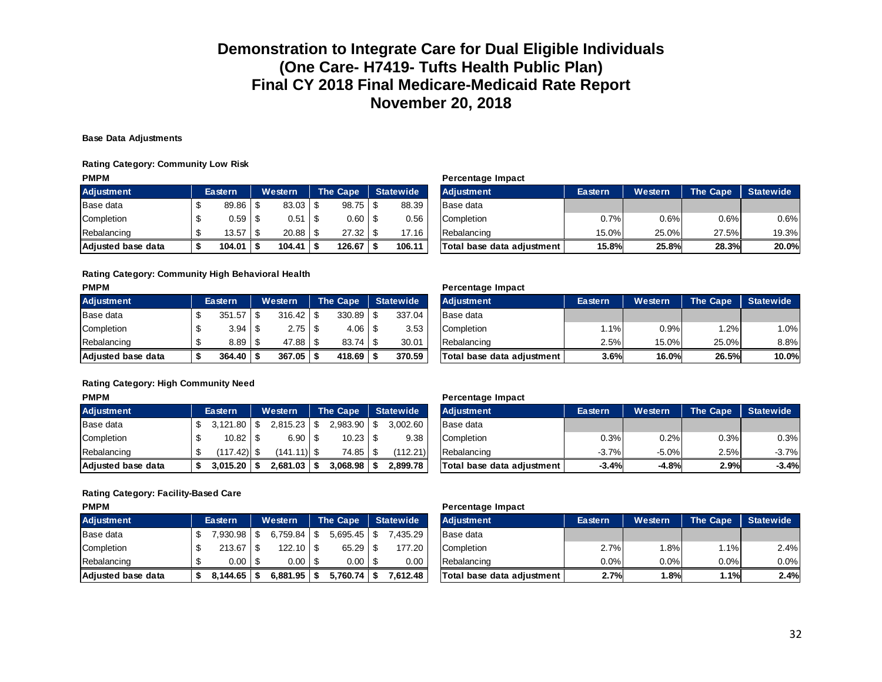# Demonstration to Integrate Care for Dual Eligible Individuals
# (One Care- H7419- Tufts Health Public Plan)
# Final CY 2018 Final Medicare-Medicaid Rate Report
# November 20, 2018

**Base Data Adjustments**

**Rating Category: Community Low Risk**

**PMPM**

| Adjustment | Eastern | Western | The Cape | Statewide |
|---|---|---|---|---|
| Base data | $ 89.86 | $ 83.03 | $ 98.75 | $ 88.39 |
| Completion | $ 0.59 | $ 0.51 | $ 0.60 | $ 0.56 |
| Rebalancing | $ 13.57 | $ 20.88 | $ 27.32 | $ 17.16 |
| **Adjusted base data** | **$ 104.01** | **$ 104.41** | **$ 126.67** | **$ 106.11** |

**Percentage Impact**

| Adjustment | Eastern | Western | The Cape | Statewide |
|---|---|---|---|---|
| Base data | | | | |
| Completion | 0.7% | 0.6% | 0.6% | 0.6% |
| Rebalancing | 15.0% | 25.0% | 27.5% | 19.3% |
| **Total base data adjustment** | **15.8%** | **25.8%** | **28.3%** | **20.0%** |

**Rating Category: Community High Behavioral Health**

**PMPM**

| Adjustment | Eastern | Western | The Cape | Statewide |
|---|---|---|---|---|
| Base data | $ 351.57 | $ 316.42 | $ 330.89 | $ 337.04 |
| Completion | $ 3.94 | $ 2.75 | $ 4.06 | $ 3.53 |
| Rebalancing | $ 8.89 | $ 47.88 | $ 83.74 | $ 30.01 |
| **Adjusted base data** | **$ 364.40** | **$ 367.05** | **$ 418.69** | **$ 370.59** |

**Percentage Impact**

| Adjustment | Eastern | Western | The Cape | Statewide |
|---|---|---|---|---|
| Base data | | | | |
| Completion | 1.1% | 0.9% | 1.2% | 1.0% |
| Rebalancing | 2.5% | 15.0% | 25.0% | 8.8% |
| **Total base data adjustment** | **3.6%** | **16.0%** | **26.5%** | **10.0%** |

**Rating Category: High Community Need**

**PMPM**

| Adjustment | Eastern | Western | The Cape | Statewide |
|---|---|---|---|---|
| Base data | $ 3,121.80 | $ 2,815.23 | $ 2,983.90 | $ 3,002.60 |
| Completion | $ 10.82 | $ 6.90 | $ 10.23 | $ 9.38 |
| Rebalancing | $ (117.42) | $ (141.11) | $ 74.85 | $ (112.21) |
| **Adjusted base data** | **$ 3,015.20** | **$ 2,681.03** | **$ 3,068.98** | **$ 2,899.78** |

**Percentage Impact**

| Adjustment | Eastern | Western | The Cape | Statewide |
|---|---|---|---|---|
| Base data | | | | |
| Completion | 0.3% | 0.2% | 0.3% | 0.3% |
| Rebalancing | -3.7% | -5.0% | 2.5% | -3.7% |
| **Total base data adjustment** | **-3.4%** | **-4.8%** | **2.9%** | **-3.4%** |

**Rating Category: Facility-Based Care**

**PMPM**

| Adjustment | Eastern | Western | The Cape | Statewide |
|---|---|---|---|---|
| Base data | $ 7,930.98 | $ 6,759.84 | $ 5,695.45 | $ 7,435.29 |
| Completion | $ 213.67 | $ 122.10 | $ 65.29 | $ 177.20 |
| Rebalancing | $ 0.00 | $ 0.00 | $ 0.00 | $ 0.00 |
| **Adjusted base data** | **$ 8,144.65** | **$ 6,881.95** | **$ 5,760.74** | **$ 7,612.48** |

**Percentage Impact**

| Adjustment | Eastern | Western | The Cape | Statewide |
|---|---|---|---|---|
| Base data | | | | |
| Completion | 2.7% | 1.8% | 1.1% | 2.4% |
| Rebalancing | 0.0% | 0.0% | 0.0% | 0.0% |
| **Total base data adjustment** | **2.7%** | **1.8%** | **1.1%** | **2.4%** |